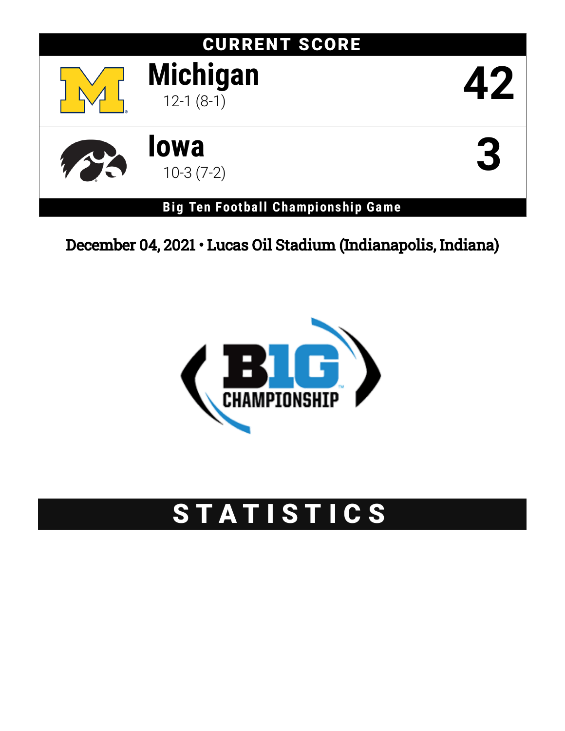## CURRENT SCORE

| Team | Record | Score |
|---|---|---|
| **Michigan** | 12-1 (8-1) | **42** |
| **Iowa** | 10-3 (7-2) | **3** |

**Big Ten Football Championship Game**

December 04, 2021 • Lucas Oil Stadium (Indianapolis, Indiana)

# STATISTICS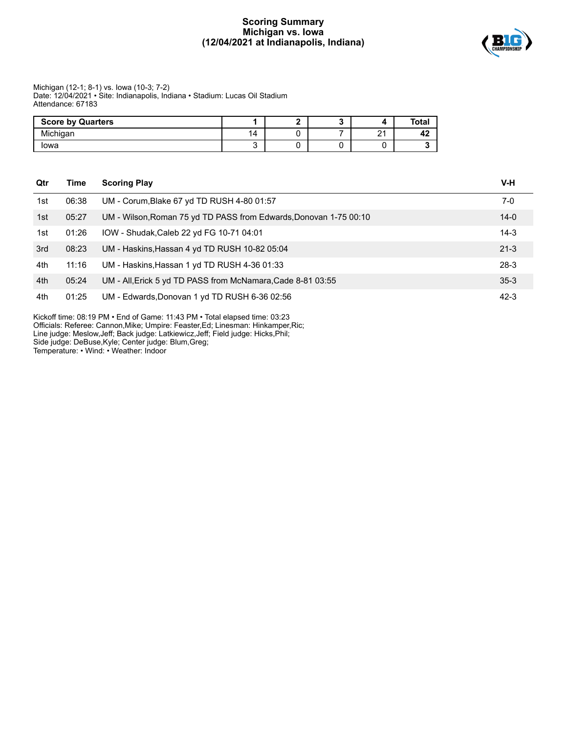# Scoring Summary
## Michigan vs. Iowa
## (12/04/2021 at Indianapolis, Indiana)

Michigan (12-1; 8-1) vs. Iowa (10-3; 7-2)
Date: 12/04/2021 • Site: Indianapolis, Indiana • Stadium: Lucas Oil Stadium
Attendance: 67183

| Score by Quarters | 1 | 2 | 3 | 4 | Total |
|---|---|---|---|---|---|
| Michigan | 14 | 0 | 7 | 21 | **42** |
| Iowa | 3 | 0 | 0 | 0 | **3** |

| Qtr | Time | Scoring Play | V-H |
|---|---|---|---|
| 1st | 06:38 | UM - Corum,Blake 67 yd TD RUSH 4-80 01:57 | 7-0 |
| 1st | 05:27 | UM - Wilson,Roman 75 yd TD PASS from Edwards,Donovan 1-75 00:10 | 14-0 |
| 1st | 01:26 | IOW - Shudak,Caleb 22 yd FG 10-71 04:01 | 14-3 |
| 3rd | 08:23 | UM - Haskins,Hassan 4 yd TD RUSH 10-82 05:04 | 21-3 |
| 4th | 11:16 | UM - Haskins,Hassan 1 yd TD RUSH 4-36 01:33 | 28-3 |
| 4th | 05:24 | UM - All,Erick 5 yd TD PASS from McNamara,Cade 8-81 03:55 | 35-3 |
| 4th | 01:25 | UM - Edwards,Donovan 1 yd TD RUSH 6-36 02:56 | 42-3 |

Kickoff time: 08:19 PM • End of Game: 11:43 PM • Total elapsed time: 03:23
Officials: Referee: Cannon,Mike; Umpire: Feaster,Ed; Linesman: Hinkamper,Ric;
Line judge: Meslow,Jeff; Back judge: Latkiewicz,Jeff; Field judge: Hicks,Phil;
Side judge: DeBuse,Kyle; Center judge: Blum,Greg;
Temperature: • Wind: • Weather: Indoor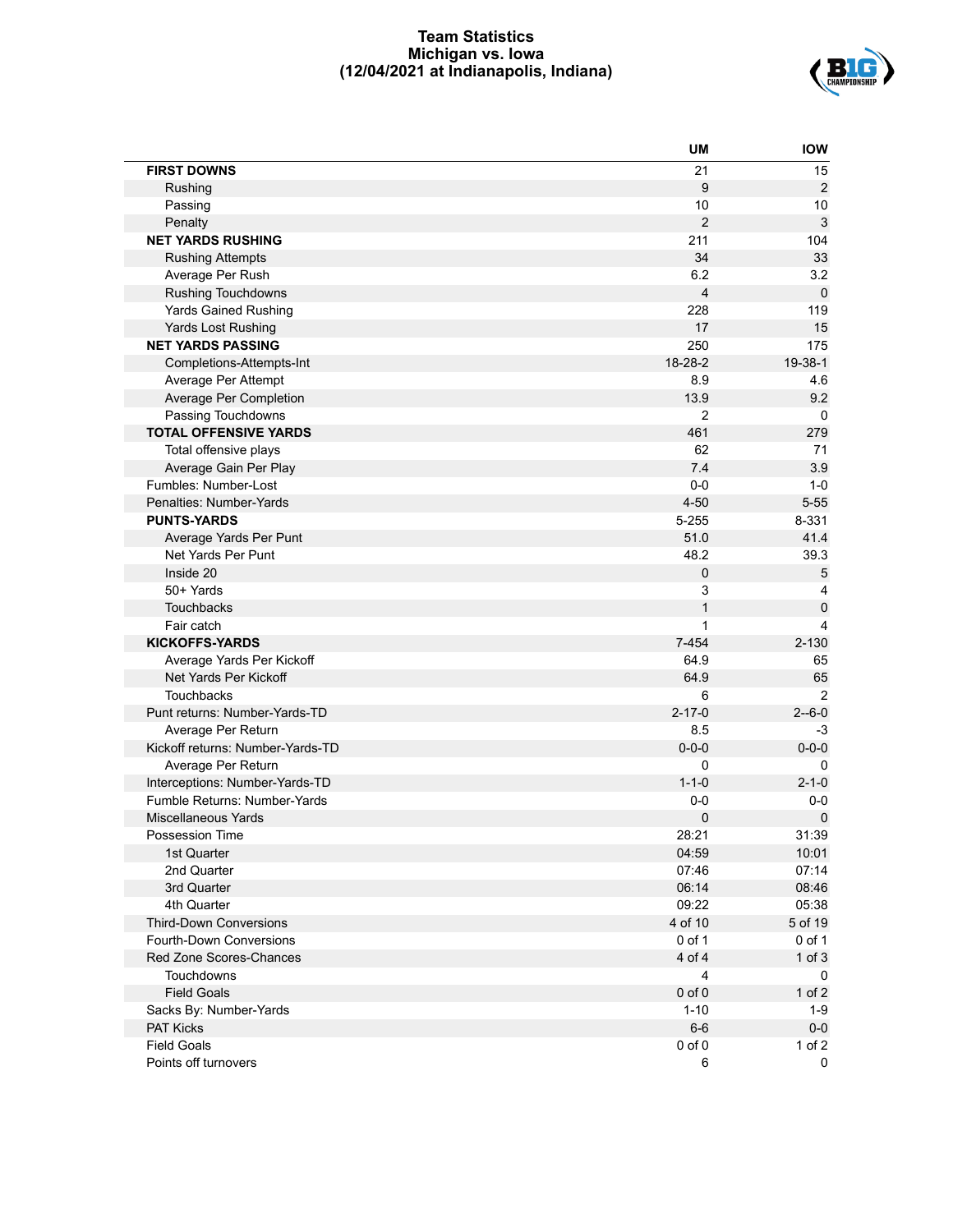# Team Statistics
## Michigan vs. Iowa
### (12/04/2021 at Indianapolis, Indiana)

| | UM | IOW |
|---|---|---|
| **FIRST DOWNS** | 21 | 15 |
| Rushing | 9 | 2 |
| Passing | 10 | 10 |
| Penalty | 2 | 3 |
| **NET YARDS RUSHING** | 211 | 104 |
| Rushing Attempts | 34 | 33 |
| Average Per Rush | 6.2 | 3.2 |
| Rushing Touchdowns | 4 | 0 |
| Yards Gained Rushing | 228 | 119 |
| Yards Lost Rushing | 17 | 15 |
| **NET YARDS PASSING** | 250 | 175 |
| Completions-Attempts-Int | 18-28-2 | 19-38-1 |
| Average Per Attempt | 8.9 | 4.6 |
| Average Per Completion | 13.9 | 9.2 |
| Passing Touchdowns | 2 | 0 |
| **TOTAL OFFENSIVE YARDS** | 461 | 279 |
| Total offensive plays | 62 | 71 |
| Average Gain Per Play | 7.4 | 3.9 |
| Fumbles: Number-Lost | 0-0 | 1-0 |
| Penalties: Number-Yards | 4-50 | 5-55 |
| **PUNTS-YARDS** | 5-255 | 8-331 |
| Average Yards Per Punt | 51.0 | 41.4 |
| Net Yards Per Punt | 48.2 | 39.3 |
| Inside 20 | 0 | 5 |
| 50+ Yards | 3 | 4 |
| Touchbacks | 1 | 0 |
| Fair catch | 1 | 4 |
| **KICKOFFS-YARDS** | 7-454 | 2-130 |
| Average Yards Per Kickoff | 64.9 | 65 |
| Net Yards Per Kickoff | 64.9 | 65 |
| Touchbacks | 6 | 2 |
| Punt returns: Number-Yards-TD | 2-17-0 | 2--6-0 |
| Average Per Return | 8.5 | -3 |
| Kickoff returns: Number-Yards-TD | 0-0-0 | 0-0-0 |
| Average Per Return | 0 | 0 |
| Interceptions: Number-Yards-TD | 1-1-0 | 2-1-0 |
| Fumble Returns: Number-Yards | 0-0 | 0-0 |
| Miscellaneous Yards | 0 | 0 |
| Possession Time | 28:21 | 31:39 |
| 1st Quarter | 04:59 | 10:01 |
| 2nd Quarter | 07:46 | 07:14 |
| 3rd Quarter | 06:14 | 08:46 |
| 4th Quarter | 09:22 | 05:38 |
| Third-Down Conversions | 4 of 10 | 5 of 19 |
| Fourth-Down Conversions | 0 of 1 | 0 of 1 |
| Red Zone Scores-Chances | 4 of 4 | 1 of 3 |
| Touchdowns | 4 | 0 |
| Field Goals | 0 of 0 | 1 of 2 |
| Sacks By: Number-Yards | 1-10 | 1-9 |
| PAT Kicks | 6-6 | 0-0 |
| Field Goals | 0 of 0 | 1 of 2 |
| Points off turnovers | 6 | 0 |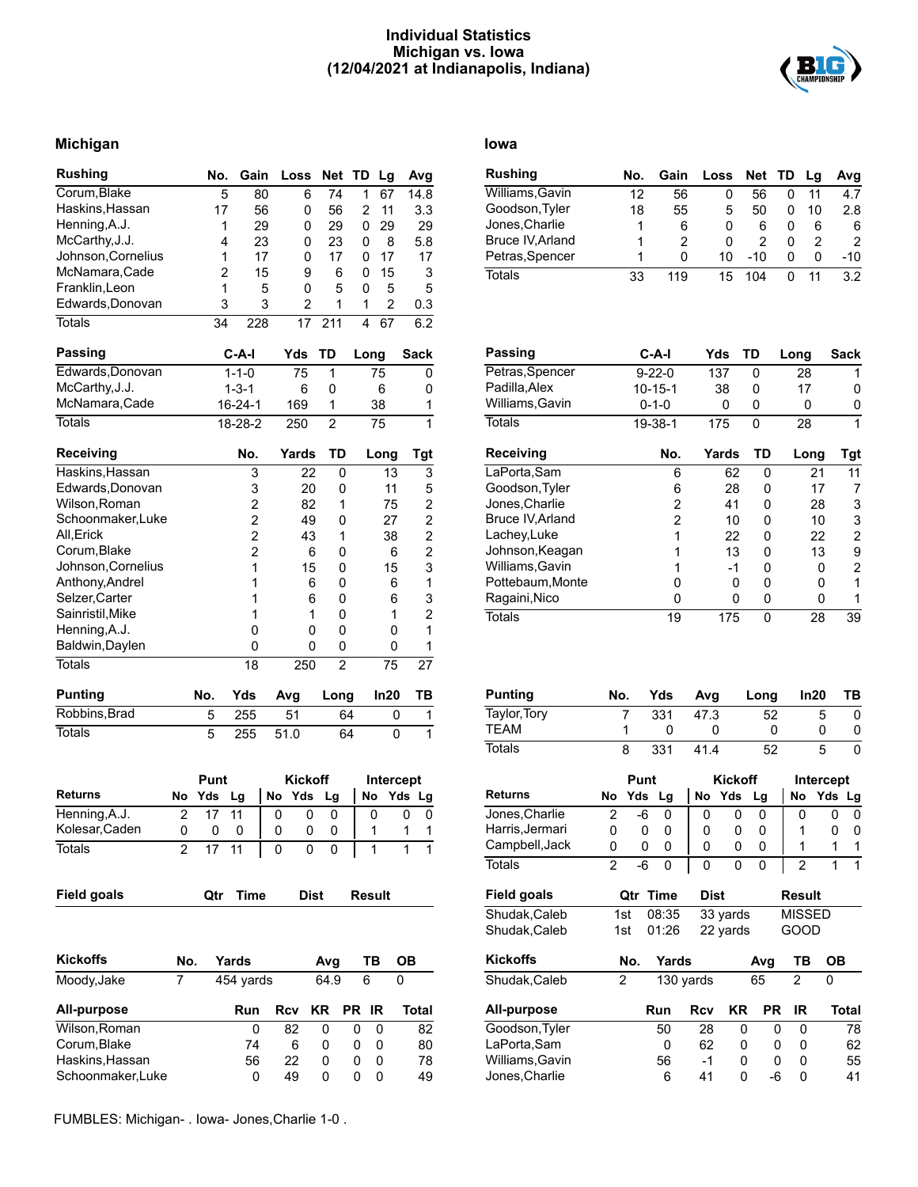# Individual Statistics
## Michigan vs. Iowa
## (12/04/2021 at Indianapolis, Indiana)

## Michigan

| Rushing | No. | Gain | Loss | Net | TD | Lg | Avg |
|---|---|---|---|---|---|---|---|
| Corum,Blake | 5 | 80 | 6 | 74 | 1 | 67 | 14.8 |
| Haskins,Hassan | 17 | 56 | 0 | 56 | 2 | 11 | 3.3 |
| Henning,A.J. | 1 | 29 | 0 | 29 | 0 | 29 | 29 |
| McCarthy,J.J. | 4 | 23 | 0 | 23 | 0 | 8 | 5.8 |
| Johnson,Cornelius | 1 | 17 | 0 | 17 | 0 | 17 | 17 |
| McNamara,Cade | 2 | 15 | 9 | 6 | 0 | 15 | 3 |
| Franklin,Leon | 1 | 5 | 0 | 5 | 0 | 5 | 5 |
| Edwards,Donovan | 3 | 3 | 2 | 1 | 1 | 2 | 0.3 |
| Totals | 34 | 228 | 17 | 211 | 4 | 67 | 6.2 |

| Passing | C-A-I | Yds | TD | Long | Sack |
|---|---|---|---|---|---|
| Edwards,Donovan | 1-1-0 | 75 | 1 | 75 | 0 |
| McCarthy,J.J. | 1-3-1 | 6 | 0 | 6 | 0 |
| McNamara,Cade | 16-24-1 | 169 | 1 | 38 | 1 |
| Totals | 18-28-2 | 250 | 2 | 75 | 1 |

| Receiving | No. | Yards | TD | Long | Tgt |
|---|---|---|---|---|---|
| Haskins,Hassan | 3 | 22 | 0 | 13 | 3 |
| Edwards,Donovan | 3 | 20 | 0 | 11 | 5 |
| Wilson,Roman | 2 | 82 | 1 | 75 | 2 |
| Schoonmaker,Luke | 2 | 49 | 0 | 27 | 2 |
| All,Erick | 2 | 43 | 1 | 38 | 2 |
| Corum,Blake | 2 | 6 | 0 | 6 | 2 |
| Johnson,Cornelius | 1 | 15 | 0 | 15 | 3 |
| Anthony,Andrel | 1 | 6 | 0 | 6 | 1 |
| Selzer,Carter | 1 | 6 | 0 | 6 | 3 |
| Sainristil,Mike | 1 | 1 | 0 | 1 | 2 |
| Henning,A.J. | 0 | 0 | 0 | 0 | 1 |
| Baldwin,Daylen | 0 | 0 | 0 | 0 | 1 |
| Totals | 18 | 250 | 2 | 75 | 27 |

| Punting | No. | Yds | Avg | Long | In20 | TB |
|---|---|---|---|---|---|---|
| Robbins,Brad | 5 | 255 | 51 | 64 | 0 | 1 |
| Totals | 5 | 255 | 51.0 | 64 | 0 | 1 |

| Returns | Punt | | | Kickoff | | | Intercept | | |
|---|---|---|---|---|---|---|---|---|---|
| | No | Yds | Lg | No | Yds | Lg | No | Yds | Lg |
| Henning,A.J. | 2 | 17 | 11 | 0 | 0 | 0 | 0 | 0 | 0 |
| Kolesar,Caden | 0 | 0 | 0 | 0 | 0 | 0 | 1 | 1 | 1 |
| Totals | 2 | 17 | 11 | 0 | 0 | 0 | 1 | 1 | 1 |

| Field goals | Qtr | Time | Dist | Result |
|---|---|---|---|---|

| Kickoffs | No. | Yards | Avg | TB | OB |
|---|---|---|---|---|---|
| Moody,Jake | 7 | 454 yards | 64.9 | 6 | 0 |

| All-purpose | Run | Rcv | KR | PR | IR | Total |
|---|---|---|---|---|---|---|
| Wilson,Roman | 0 | 82 | 0 | 0 | 0 | 82 |
| Corum,Blake | 74 | 6 | 0 | 0 | 0 | 80 |
| Haskins,Hassan | 56 | 22 | 0 | 0 | 0 | 78 |
| Schoonmaker,Luke | 0 | 49 | 0 | 0 | 0 | 49 |

## Iowa

| Rushing | No. | Gain | Loss | Net | TD | Lg | Avg |
|---|---|---|---|---|---|---|---|
| Williams,Gavin | 12 | 56 | 0 | 56 | 0 | 11 | 4.7 |
| Goodson,Tyler | 18 | 55 | 5 | 50 | 0 | 10 | 2.8 |
| Jones,Charlie | 1 | 6 | 0 | 6 | 0 | 6 | 6 |
| Bruce IV,Arland | 1 | 2 | 0 | 2 | 0 | 2 | 2 |
| Petras,Spencer | 1 | 0 | 10 | -10 | 0 | 0 | -10 |
| Totals | 33 | 119 | 15 | 104 | 0 | 11 | 3.2 |

| Passing | C-A-I | Yds | TD | Long | Sack |
|---|---|---|---|---|---|
| Petras,Spencer | 9-22-0 | 137 | 0 | 28 | 1 |
| Padilla,Alex | 10-15-1 | 38 | 0 | 17 | 0 |
| Williams,Gavin | 0-1-0 | 0 | 0 | 0 | 0 |
| Totals | 19-38-1 | 175 | 0 | 28 | 1 |

| Receiving | No. | Yards | TD | Long | Tgt |
|---|---|---|---|---|---|
| LaPorta,Sam | 6 | 62 | 0 | 21 | 11 |
| Goodson,Tyler | 6 | 28 | 0 | 17 | 7 |
| Jones,Charlie | 2 | 41 | 0 | 28 | 3 |
| Bruce IV,Arland | 2 | 10 | 0 | 10 | 3 |
| Lachey,Luke | 1 | 22 | 0 | 22 | 2 |
| Johnson,Keagan | 1 | 13 | 0 | 13 | 9 |
| Williams,Gavin | 1 | -1 | 0 | 0 | 2 |
| Pottebaum,Monte | 0 | 0 | 0 | 0 | 1 |
| Ragaini,Nico | 0 | 0 | 0 | 0 | 1 |
| Totals | 19 | 175 | 0 | 28 | 39 |

| Punting | No. | Yds | Avg | Long | In20 | TB |
|---|---|---|---|---|---|---|
| Taylor,Tory | 7 | 331 | 47.3 | 52 | 5 | 0 |
| TEAM | 1 | 0 | 0 | 0 | 0 | 0 |
| Totals | 8 | 331 | 41.4 | 52 | 5 | 0 |

| Returns | Punt | | | Kickoff | | | Intercept | | |
|---|---|---|---|---|---|---|---|---|---|
| | No | Yds | Lg | No | Yds | Lg | No | Yds | Lg |
| Jones,Charlie | 2 | -6 | 0 | 0 | 0 | 0 | 0 | 0 | 0 |
| Harris,Jermari | 0 | 0 | 0 | 0 | 0 | 0 | 1 | 0 | 0 |
| Campbell,Jack | 0 | 0 | 0 | 0 | 0 | 0 | 1 | 1 | 1 |
| Totals | 2 | -6 | 0 | 0 | 0 | 0 | 2 | 1 | 1 |

| Field goals | Qtr | Time | Dist | Result |
|---|---|---|---|---|
| Shudak,Caleb | 1st | 08:35 | 33 yards | MISSED |
| Shudak,Caleb | 1st | 01:26 | 22 yards | GOOD |

| Kickoffs | No. | Yards | Avg | TB | OB |
|---|---|---|---|---|---|
| Shudak,Caleb | 2 | 130 yards | 65 | 2 | 0 |

| All-purpose | Run | Rcv | KR | PR | IR | Total |
|---|---|---|---|---|---|---|
| Goodson,Tyler | 50 | 28 | 0 | 0 | 0 | 78 |
| LaPorta,Sam | 0 | 62 | 0 | 0 | 0 | 62 |
| Williams,Gavin | 56 | -1 | 0 | 0 | 0 | 55 |
| Jones,Charlie | 6 | 41 | 0 | -6 | 0 | 41 |

FUMBLES: Michigan- . Iowa- Jones,Charlie 1-0 .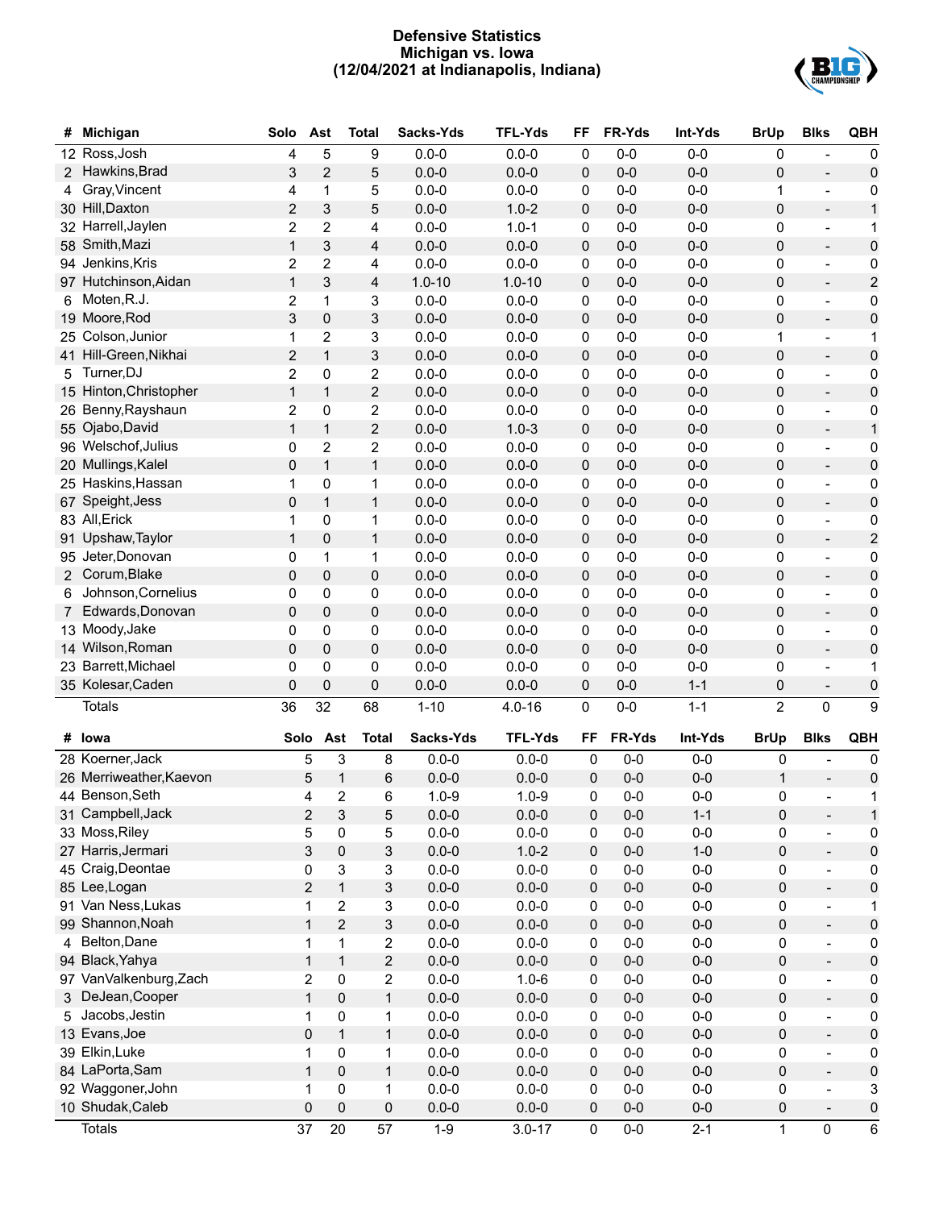# Defensive Statistics
## Michigan vs. Iowa
## (12/04/2021 at Indianapolis, Indiana)

| # | Michigan | Solo | Ast | Total | Sacks-Yds | TFL-Yds | FF | FR-Yds | Int-Yds | BrUp | Blks | QBH |
|---|---|---|---|---|---|---|---|---|---|---|---|---|
| 12 | Ross,Josh | 4 | 5 | 9 | 0.0-0 | 0.0-0 | 0 | 0-0 | 0-0 | 0 | - | 0 |
| 2 | Hawkins,Brad | 3 | 2 | 5 | 0.0-0 | 0.0-0 | 0 | 0-0 | 0-0 | 0 | - | 0 |
| 4 | Gray,Vincent | 4 | 1 | 5 | 0.0-0 | 0.0-0 | 0 | 0-0 | 0-0 | 1 | - | 0 |
| 30 | Hill,Daxton | 2 | 3 | 5 | 0.0-0 | 1.0-2 | 0 | 0-0 | 0-0 | 0 | - | 1 |
| 32 | Harrell,Jaylen | 2 | 2 | 4 | 0.0-0 | 1.0-1 | 0 | 0-0 | 0-0 | 0 | - | 1 |
| 58 | Smith,Mazi | 1 | 3 | 4 | 0.0-0 | 0.0-0 | 0 | 0-0 | 0-0 | 0 | - | 0 |
| 94 | Jenkins,Kris | 2 | 2 | 4 | 0.0-0 | 0.0-0 | 0 | 0-0 | 0-0 | 0 | - | 0 |
| 97 | Hutchinson,Aidan | 1 | 3 | 4 | 1.0-10 | 1.0-10 | 0 | 0-0 | 0-0 | 0 | - | 2 |
| 6 | Moten,R.J. | 2 | 1 | 3 | 0.0-0 | 0.0-0 | 0 | 0-0 | 0-0 | 0 | - | 0 |
| 19 | Moore,Rod | 3 | 0 | 3 | 0.0-0 | 0.0-0 | 0 | 0-0 | 0-0 | 0 | - | 0 |
| 25 | Colson,Junior | 1 | 2 | 3 | 0.0-0 | 0.0-0 | 0 | 0-0 | 0-0 | 1 | - | 1 |
| 41 | Hill-Green,Nikhai | 2 | 1 | 3 | 0.0-0 | 0.0-0 | 0 | 0-0 | 0-0 | 0 | - | 0 |
| 5 | Turner,DJ | 2 | 0 | 2 | 0.0-0 | 0.0-0 | 0 | 0-0 | 0-0 | 0 | - | 0 |
| 15 | Hinton,Christopher | 1 | 1 | 2 | 0.0-0 | 0.0-0 | 0 | 0-0 | 0-0 | 0 | - | 0 |
| 26 | Benny,Rayshaun | 2 | 0 | 2 | 0.0-0 | 0.0-0 | 0 | 0-0 | 0-0 | 0 | - | 0 |
| 55 | Ojabo,David | 1 | 1 | 2 | 0.0-0 | 1.0-3 | 0 | 0-0 | 0-0 | 0 | - | 1 |
| 96 | Welschof,Julius | 0 | 2 | 2 | 0.0-0 | 0.0-0 | 0 | 0-0 | 0-0 | 0 | - | 0 |
| 20 | Mullings,Kalel | 0 | 1 | 1 | 0.0-0 | 0.0-0 | 0 | 0-0 | 0-0 | 0 | - | 0 |
| 25 | Haskins,Hassan | 1 | 0 | 1 | 0.0-0 | 0.0-0 | 0 | 0-0 | 0-0 | 0 | - | 0 |
| 67 | Speight,Jess | 0 | 1 | 1 | 0.0-0 | 0.0-0 | 0 | 0-0 | 0-0 | 0 | - | 0 |
| 83 | All,Erick | 1 | 0 | 1 | 0.0-0 | 0.0-0 | 0 | 0-0 | 0-0 | 0 | - | 0 |
| 91 | Upshaw,Taylor | 1 | 0 | 1 | 0.0-0 | 0.0-0 | 0 | 0-0 | 0-0 | 0 | - | 2 |
| 95 | Jeter,Donovan | 0 | 1 | 1 | 0.0-0 | 0.0-0 | 0 | 0-0 | 0-0 | 0 | - | 0 |
| 2 | Corum,Blake | 0 | 0 | 0 | 0.0-0 | 0.0-0 | 0 | 0-0 | 0-0 | 0 | - | 0 |
| 6 | Johnson,Cornelius | 0 | 0 | 0 | 0.0-0 | 0.0-0 | 0 | 0-0 | 0-0 | 0 | - | 0 |
| 7 | Edwards,Donovan | 0 | 0 | 0 | 0.0-0 | 0.0-0 | 0 | 0-0 | 0-0 | 0 | - | 0 |
| 13 | Moody,Jake | 0 | 0 | 0 | 0.0-0 | 0.0-0 | 0 | 0-0 | 0-0 | 0 | - | 0 |
| 14 | Wilson,Roman | 0 | 0 | 0 | 0.0-0 | 0.0-0 | 0 | 0-0 | 0-0 | 0 | - | 0 |
| 23 | Barrett,Michael | 0 | 0 | 0 | 0.0-0 | 0.0-0 | 0 | 0-0 | 0-0 | 0 | - | 1 |
| 35 | Kolesar,Caden | 0 | 0 | 0 | 0.0-0 | 0.0-0 | 0 | 0-0 | 1-1 | 0 | - | 0 |
| | Totals | 36 | 32 | 68 | 1-10 | 4.0-16 | 0 | 0-0 | 1-1 | 2 | 0 | 9 |

| # | Iowa | Solo | Ast | Total | Sacks-Yds | TFL-Yds | FF | FR-Yds | Int-Yds | BrUp | Blks | QBH |
|---|---|---|---|---|---|---|---|---|---|---|---|---|
| 28 | Koerner,Jack | 5 | 3 | 8 | 0.0-0 | 0.0-0 | 0 | 0-0 | 0-0 | 0 | - | 0 |
| 26 | Merriweather,Kaevon | 5 | 1 | 6 | 0.0-0 | 0.0-0 | 0 | 0-0 | 0-0 | 1 | - | 0 |
| 44 | Benson,Seth | 4 | 2 | 6 | 1.0-9 | 1.0-9 | 0 | 0-0 | 0-0 | 0 | - | 1 |
| 31 | Campbell,Jack | 2 | 3 | 5 | 0.0-0 | 0.0-0 | 0 | 0-0 | 1-1 | 0 | - | 1 |
| 33 | Moss,Riley | 5 | 0 | 5 | 0.0-0 | 0.0-0 | 0 | 0-0 | 0-0 | 0 | - | 0 |
| 27 | Harris,Jermari | 3 | 0 | 3 | 0.0-0 | 1.0-2 | 0 | 0-0 | 1-0 | 0 | - | 0 |
| 45 | Craig,Deontae | 0 | 3 | 3 | 0.0-0 | 0.0-0 | 0 | 0-0 | 0-0 | 0 | - | 0 |
| 85 | Lee,Logan | 2 | 1 | 3 | 0.0-0 | 0.0-0 | 0 | 0-0 | 0-0 | 0 | - | 0 |
| 91 | Van Ness,Lukas | 1 | 2 | 3 | 0.0-0 | 0.0-0 | 0 | 0-0 | 0-0 | 0 | - | 1 |
| 99 | Shannon,Noah | 1 | 2 | 3 | 0.0-0 | 0.0-0 | 0 | 0-0 | 0-0 | 0 | - | 0 |
| 4 | Belton,Dane | 1 | 1 | 2 | 0.0-0 | 0.0-0 | 0 | 0-0 | 0-0 | 0 | - | 0 |
| 94 | Black,Yahya | 1 | 1 | 2 | 0.0-0 | 0.0-0 | 0 | 0-0 | 0-0 | 0 | - | 0 |
| 97 | VanValkenburg,Zach | 2 | 0 | 2 | 0.0-0 | 1.0-6 | 0 | 0-0 | 0-0 | 0 | - | 0 |
| 3 | DeJean,Cooper | 1 | 0 | 1 | 0.0-0 | 0.0-0 | 0 | 0-0 | 0-0 | 0 | - | 0 |
| 5 | Jacobs,Jestin | 1 | 0 | 1 | 0.0-0 | 0.0-0 | 0 | 0-0 | 0-0 | 0 | - | 0 |
| 13 | Evans,Joe | 0 | 1 | 1 | 0.0-0 | 0.0-0 | 0 | 0-0 | 0-0 | 0 | - | 0 |
| 39 | Elkin,Luke | 1 | 0 | 1 | 0.0-0 | 0.0-0 | 0 | 0-0 | 0-0 | 0 | - | 0 |
| 84 | LaPorta,Sam | 1 | 0 | 1 | 0.0-0 | 0.0-0 | 0 | 0-0 | 0-0 | 0 | - | 0 |
| 92 | Waggoner,John | 1 | 0 | 1 | 0.0-0 | 0.0-0 | 0 | 0-0 | 0-0 | 0 | - | 3 |
| 10 | Shudak,Caleb | 0 | 0 | 0 | 0.0-0 | 0.0-0 | 0 | 0-0 | 0-0 | 0 | - | 0 |
| | Totals | 37 | 20 | 57 | 1-9 | 3.0-17 | 0 | 0-0 | 2-1 | 1 | 0 | 6 |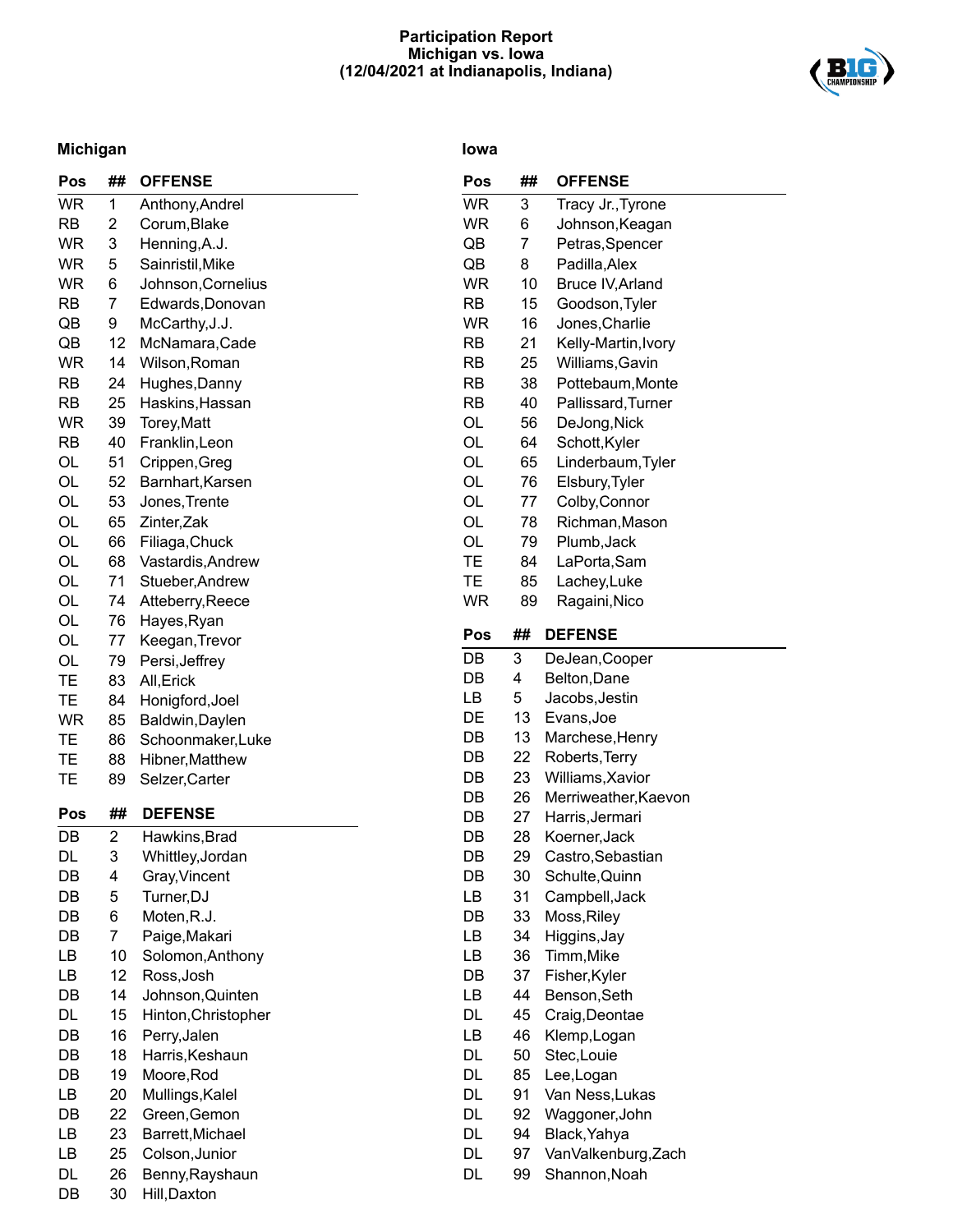# Participation Report
## Michigan vs. Iowa
## (12/04/2021 at Indianapolis, Indiana)

### Michigan

| Pos | ## | OFFENSE |
|---|---|---|
| WR | 1 | Anthony,Andrel |
| RB | 2 | Corum,Blake |
| WR | 3 | Henning,A.J. |
| WR | 5 | Sainristil,Mike |
| WR | 6 | Johnson,Cornelius |
| RB | 7 | Edwards,Donovan |
| QB | 9 | McCarthy,J.J. |
| QB | 12 | McNamara,Cade |
| WR | 14 | Wilson,Roman |
| RB | 24 | Hughes,Danny |
| RB | 25 | Haskins,Hassan |
| WR | 39 | Torey,Matt |
| RB | 40 | Franklin,Leon |
| OL | 51 | Crippen,Greg |
| OL | 52 | Barnhart,Karsen |
| OL | 53 | Jones,Trente |
| OL | 65 | Zinter,Zak |
| OL | 66 | Filiaga,Chuck |
| OL | 68 | Vastardis,Andrew |
| OL | 71 | Stueber,Andrew |
| OL | 74 | Atteberry,Reece |
| OL | 76 | Hayes,Ryan |
| OL | 77 | Keegan,Trevor |
| OL | 79 | Persi,Jeffrey |
| TE | 83 | All,Erick |
| TE | 84 | Honigford,Joel |
| WR | 85 | Baldwin,Daylen |
| TE | 86 | Schoonmaker,Luke |
| TE | 88 | Hibner,Matthew |
| TE | 89 | Selzer,Carter |

| Pos | ## | DEFENSE |
|---|---|---|
| DB | 2 | Hawkins,Brad |
| DL | 3 | Whittley,Jordan |
| DB | 4 | Gray,Vincent |
| DB | 5 | Turner,DJ |
| DB | 6 | Moten,R.J. |
| DB | 7 | Paige,Makari |
| LB | 10 | Solomon,Anthony |
| LB | 12 | Ross,Josh |
| DB | 14 | Johnson,Quinten |
| DL | 15 | Hinton,Christopher |
| DB | 16 | Perry,Jalen |
| DB | 18 | Harris,Keshaun |
| DB | 19 | Moore,Rod |
| LB | 20 | Mullings,Kalel |
| DB | 22 | Green,Gemon |
| LB | 23 | Barrett,Michael |
| LB | 25 | Colson,Junior |
| DL | 26 | Benny,Rayshaun |
| DB | 30 | Hill,Daxton |

### Iowa

| Pos | ## | OFFENSE |
|---|---|---|
| WR | 3 | Tracy Jr.,Tyrone |
| WR | 6 | Johnson,Keagan |
| QB | 7 | Petras,Spencer |
| QB | 8 | Padilla,Alex |
| WR | 10 | Bruce IV,Arland |
| RB | 15 | Goodson,Tyler |
| WR | 16 | Jones,Charlie |
| RB | 21 | Kelly-Martin,Ivory |
| RB | 25 | Williams,Gavin |
| RB | 38 | Pottebaum,Monte |
| RB | 40 | Pallissard,Turner |
| OL | 56 | DeJong,Nick |
| OL | 64 | Schott,Kyler |
| OL | 65 | Linderbaum,Tyler |
| OL | 76 | Elsbury,Tyler |
| OL | 77 | Colby,Connor |
| OL | 78 | Richman,Mason |
| OL | 79 | Plumb,Jack |
| TE | 84 | LaPorta,Sam |
| TE | 85 | Lachey,Luke |
| WR | 89 | Ragaini,Nico |

| Pos | ## | DEFENSE |
|---|---|---|
| DB | 3 | DeJean,Cooper |
| DB | 4 | Belton,Dane |
| LB | 5 | Jacobs,Jestin |
| DE | 13 | Evans,Joe |
| DB | 13 | Marchese,Henry |
| DB | 22 | Roberts,Terry |
| DB | 23 | Williams,Xavior |
| DB | 26 | Merriweather,Kaevon |
| DB | 27 | Harris,Jermari |
| DB | 28 | Koerner,Jack |
| DB | 29 | Castro,Sebastian |
| DB | 30 | Schulte,Quinn |
| LB | 31 | Campbell,Jack |
| DB | 33 | Moss,Riley |
| LB | 34 | Higgins,Jay |
| LB | 36 | Timm,Mike |
| DB | 37 | Fisher,Kyler |
| LB | 44 | Benson,Seth |
| DL | 45 | Craig,Deontae |
| LB | 46 | Klemp,Logan |
| DL | 50 | Stec,Louie |
| DL | 85 | Lee,Logan |
| DL | 91 | Van Ness,Lukas |
| DL | 92 | Waggoner,John |
| DL | 94 | Black,Yahya |
| DL | 97 | VanValkenburg,Zach |
| DL | 99 | Shannon,Noah |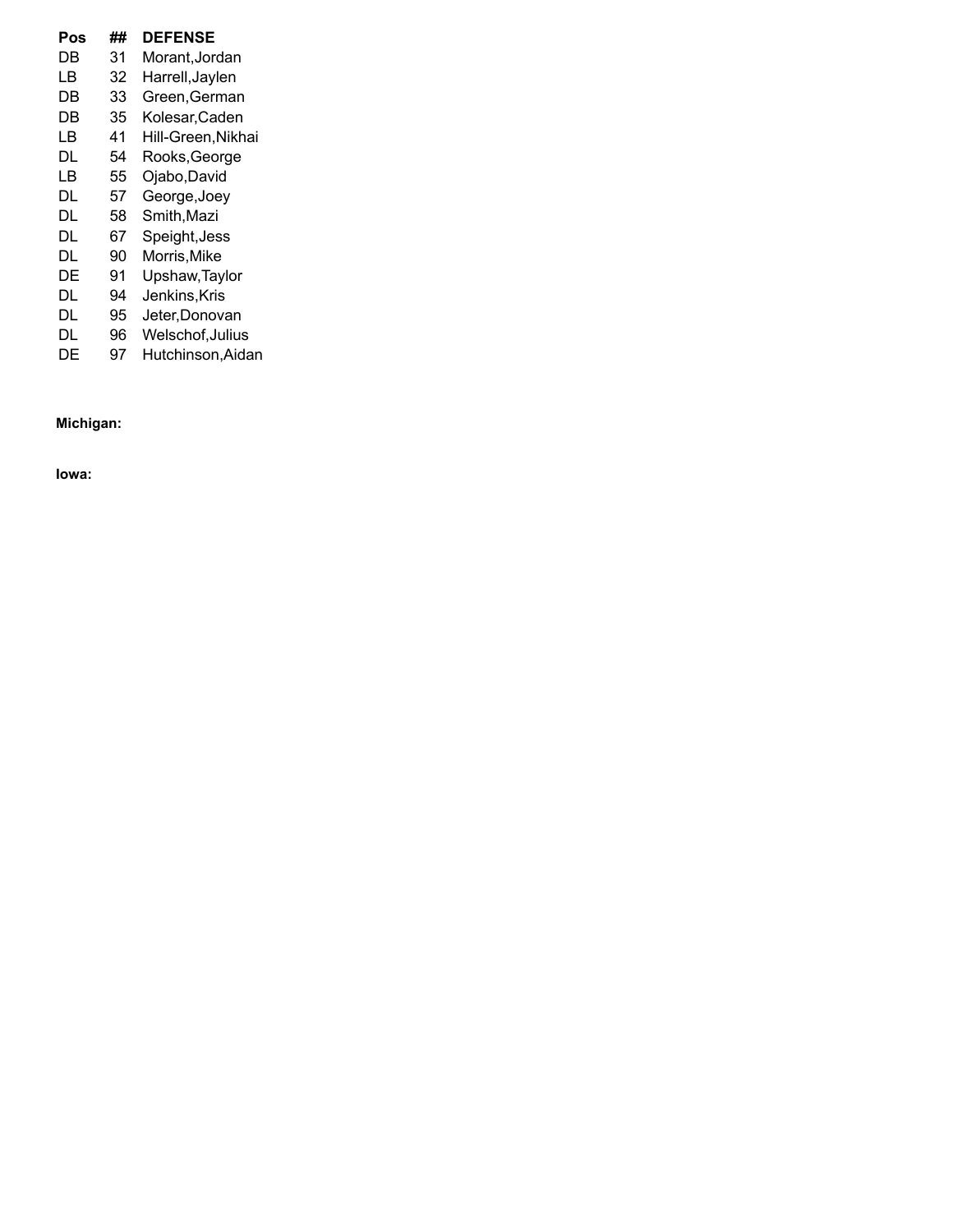| Pos | ## | DEFENSE |
|---|---|---|
| DB | 31 | Morant,Jordan |
| LB | 32 | Harrell,Jaylen |
| DB | 33 | Green,German |
| DB | 35 | Kolesar,Caden |
| LB | 41 | Hill-Green,Nikhai |
| DL | 54 | Rooks,George |
| LB | 55 | Ojabo,David |
| DL | 57 | George,Joey |
| DL | 58 | Smith,Mazi |
| DL | 67 | Speight,Jess |
| DL | 90 | Morris,Mike |
| DE | 91 | Upshaw,Taylor |
| DL | 94 | Jenkins,Kris |
| DL | 95 | Jeter,Donovan |
| DL | 96 | Welschof,Julius |
| DE | 97 | Hutchinson,Aidan |

**Michigan:**

**Iowa:**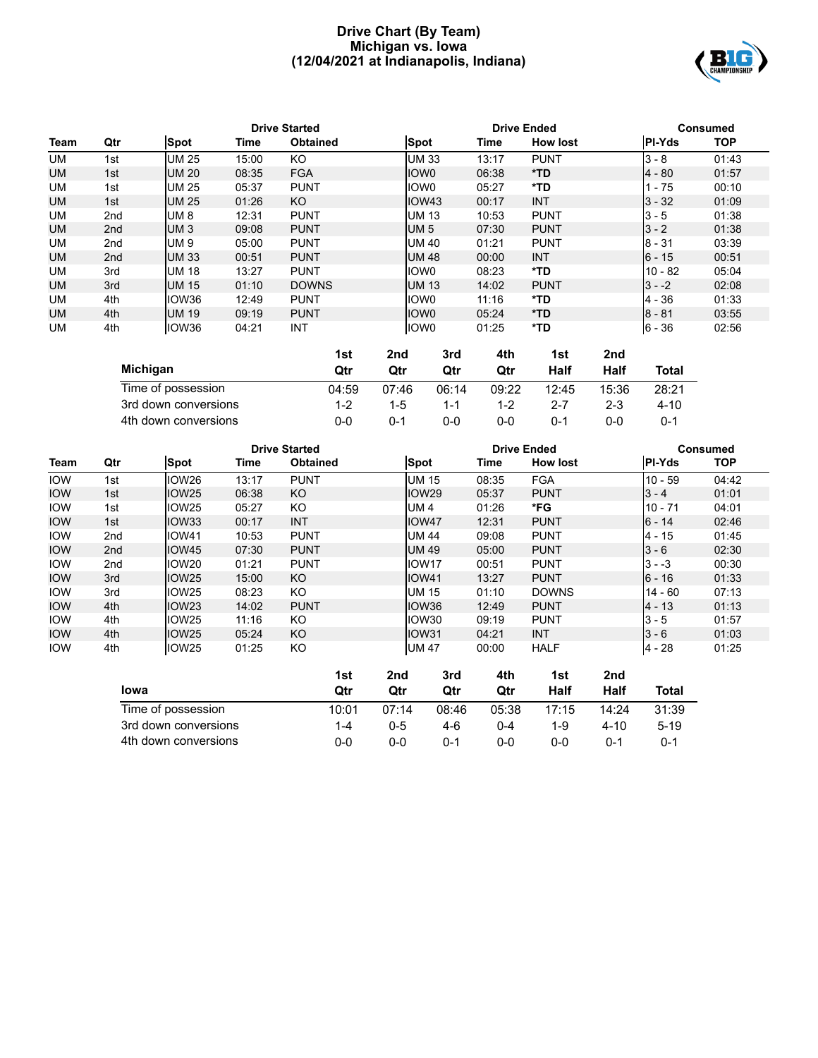# Drive Chart (By Team)
## Michigan vs. Iowa
## (12/04/2021 at Indianapolis, Indiana)

| | | Drive Started | | | Drive Ended | | | Consumed | |
|---|---|---|---|---|---|---|---|---|---|
| **Team** | **Qtr** | **Spot** | **Time** | **Obtained** | **Spot** | **Time** | **How lost** | **Pl-Yds** | **TOP** |
| UM | 1st | UM 25 | 15:00 | KO | UM 33 | 13:17 | PUNT | 3 - 8 | 01:43 |
| UM | 1st | UM 20 | 08:35 | FGA | IOW0 | 06:38 | *TD | 4 - 80 | 01:57 |
| UM | 1st | UM 25 | 05:37 | PUNT | IOW0 | 05:27 | *TD | 1 - 75 | 00:10 |
| UM | 1st | UM 25 | 01:26 | KO | IOW43 | 00:17 | INT | 3 - 32 | 01:09 |
| UM | 2nd | UM 8 | 12:31 | PUNT | UM 13 | 10:53 | PUNT | 3 - 5 | 01:38 |
| UM | 2nd | UM 3 | 09:08 | PUNT | UM 5 | 07:30 | PUNT | 3 - 2 | 01:38 |
| UM | 2nd | UM 9 | 05:00 | PUNT | UM 40 | 01:21 | PUNT | 8 - 31 | 03:39 |
| UM | 2nd | UM 33 | 00:51 | PUNT | UM 48 | 00:00 | INT | 6 - 15 | 00:51 |
| UM | 3rd | UM 18 | 13:27 | PUNT | IOW0 | 08:23 | *TD | 10 - 82 | 05:04 |
| UM | 3rd | UM 15 | 01:10 | DOWNS | UM 13 | 14:02 | PUNT | 3 - -2 | 02:08 |
| UM | 4th | IOW36 | 12:49 | PUNT | IOW0 | 11:16 | *TD | 4 - 36 | 01:33 |
| UM | 4th | UM 19 | 09:19 | PUNT | IOW0 | 05:24 | *TD | 8 - 81 | 03:55 |
| UM | 4th | IOW36 | 04:21 | INT | IOW0 | 01:25 | *TD | 6 - 36 | 02:56 |

| Michigan | 1st Qtr | 2nd Qtr | 3rd Qtr | 4th Qtr | 1st Half | 2nd Half | Total |
|---|---|---|---|---|---|---|---|
| Time of possession | 04:59 | 07:46 | 06:14 | 09:22 | 12:45 | 15:36 | 28:21 |
| 3rd down conversions | 1-2 | 1-5 | 1-1 | 1-2 | 2-7 | 2-3 | 4-10 |
| 4th down conversions | 0-0 | 0-1 | 0-0 | 0-0 | 0-1 | 0-0 | 0-1 |

| | | Drive Started | | | Drive Ended | | | Consumed | |
|---|---|---|---|---|---|---|---|---|---|
| **Team** | **Qtr** | **Spot** | **Time** | **Obtained** | **Spot** | **Time** | **How lost** | **Pl-Yds** | **TOP** |
| IOW | 1st | IOW26 | 13:17 | PUNT | UM 15 | 08:35 | FGA | 10 - 59 | 04:42 |
| IOW | 1st | IOW25 | 06:38 | KO | IOW29 | 05:37 | PUNT | 3 - 4 | 01:01 |
| IOW | 1st | IOW25 | 05:27 | KO | UM 4 | 01:26 | *FG | 10 - 71 | 04:01 |
| IOW | 1st | IOW33 | 00:17 | INT | IOW47 | 12:31 | PUNT | 6 - 14 | 02:46 |
| IOW | 2nd | IOW41 | 10:53 | PUNT | UM 44 | 09:08 | PUNT | 4 - 15 | 01:45 |
| IOW | 2nd | IOW45 | 07:30 | PUNT | UM 49 | 05:00 | PUNT | 3 - 6 | 02:30 |
| IOW | 2nd | IOW20 | 01:21 | PUNT | IOW17 | 00:51 | PUNT | 3 - -3 | 00:30 |
| IOW | 3rd | IOW25 | 15:00 | KO | IOW41 | 13:27 | PUNT | 6 - 16 | 01:33 |
| IOW | 3rd | IOW25 | 08:23 | KO | UM 15 | 01:10 | DOWNS | 14 - 60 | 07:13 |
| IOW | 4th | IOW23 | 14:02 | PUNT | IOW36 | 12:49 | PUNT | 4 - 13 | 01:13 |
| IOW | 4th | IOW25 | 11:16 | KO | IOW30 | 09:19 | PUNT | 3 - 5 | 01:57 |
| IOW | 4th | IOW25 | 05:24 | KO | IOW31 | 04:21 | INT | 3 - 6 | 01:03 |
| IOW | 4th | IOW25 | 01:25 | KO | UM 47 | 00:00 | HALF | 4 - 28 | 01:25 |

| Iowa | 1st Qtr | 2nd Qtr | 3rd Qtr | 4th Qtr | 1st Half | 2nd Half | Total |
|---|---|---|---|---|---|---|---|
| Time of possession | 10:01 | 07:14 | 08:46 | 05:38 | 17:15 | 14:24 | 31:39 |
| 3rd down conversions | 1-4 | 0-5 | 4-6 | 0-4 | 1-9 | 4-10 | 5-19 |
| 4th down conversions | 0-0 | 0-0 | 0-1 | 0-0 | 0-0 | 0-1 | 0-1 |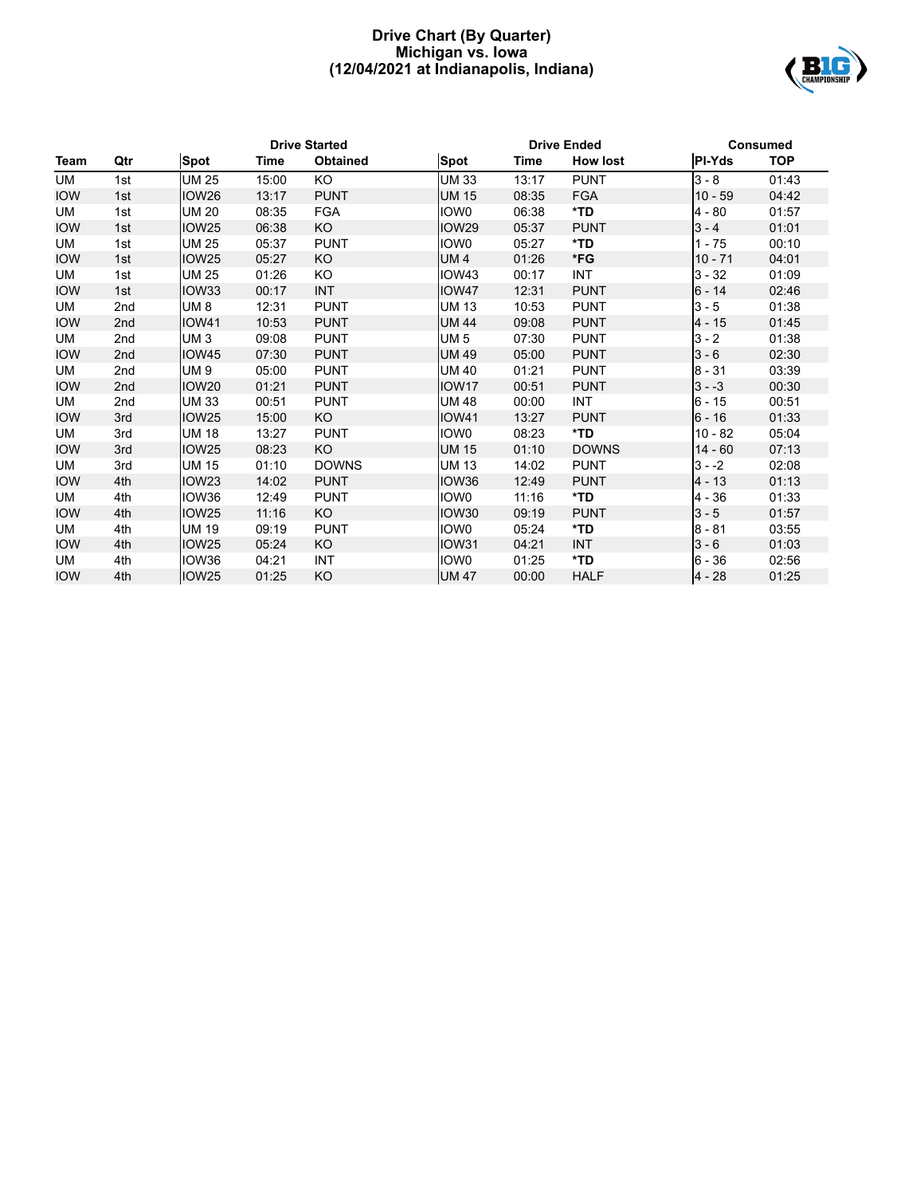# Drive Chart (By Quarter)
## Michigan vs. Iowa
## (12/04/2021 at Indianapolis, Indiana)

| | | Drive Started | | | Drive Ended | | | Consumed | |
|---|---|---|---|---|---|---|---|---|---|
| **Team** | **Qtr** | **Spot** | **Time** | **Obtained** | **Spot** | **Time** | **How lost** | **Pl-Yds** | **TOP** |
| UM | 1st | UM 25 | 15:00 | KO | UM 33 | 13:17 | PUNT | 3 - 8 | 01:43 |
| IOW | 1st | IOW26 | 13:17 | PUNT | UM 15 | 08:35 | FGA | 10 - 59 | 04:42 |
| UM | 1st | UM 20 | 08:35 | FGA | IOW0 | 06:38 | ***TD** | 4 - 80 | 01:57 |
| IOW | 1st | IOW25 | 06:38 | KO | IOW29 | 05:37 | PUNT | 3 - 4 | 01:01 |
| UM | 1st | UM 25 | 05:37 | PUNT | IOW0 | 05:27 | ***TD** | 1 - 75 | 00:10 |
| IOW | 1st | IOW25 | 05:27 | KO | UM 4 | 01:26 | ***FG** | 10 - 71 | 04:01 |
| UM | 1st | UM 25 | 01:26 | KO | IOW43 | 00:17 | INT | 3 - 32 | 01:09 |
| IOW | 1st | IOW33 | 00:17 | INT | IOW47 | 12:31 | PUNT | 6 - 14 | 02:46 |
| UM | 2nd | UM 8 | 12:31 | PUNT | UM 13 | 10:53 | PUNT | 3 - 5 | 01:38 |
| IOW | 2nd | IOW41 | 10:53 | PUNT | UM 44 | 09:08 | PUNT | 4 - 15 | 01:45 |
| UM | 2nd | UM 3 | 09:08 | PUNT | UM 5 | 07:30 | PUNT | 3 - 2 | 01:38 |
| IOW | 2nd | IOW45 | 07:30 | PUNT | UM 49 | 05:00 | PUNT | 3 - 6 | 02:30 |
| UM | 2nd | UM 9 | 05:00 | PUNT | UM 40 | 01:21 | PUNT | 8 - 31 | 03:39 |
| IOW | 2nd | IOW20 | 01:21 | PUNT | IOW17 | 00:51 | PUNT | 3 - -3 | 00:30 |
| UM | 2nd | UM 33 | 00:51 | PUNT | UM 48 | 00:00 | INT | 6 - 15 | 00:51 |
| IOW | 3rd | IOW25 | 15:00 | KO | IOW41 | 13:27 | PUNT | 6 - 16 | 01:33 |
| UM | 3rd | UM 18 | 13:27 | PUNT | IOW0 | 08:23 | ***TD** | 10 - 82 | 05:04 |
| IOW | 3rd | IOW25 | 08:23 | KO | UM 15 | 01:10 | DOWNS | 14 - 60 | 07:13 |
| UM | 3rd | UM 15 | 01:10 | DOWNS | UM 13 | 14:02 | PUNT | 3 - -2 | 02:08 |
| IOW | 4th | IOW23 | 14:02 | PUNT | IOW36 | 12:49 | PUNT | 4 - 13 | 01:13 |
| UM | 4th | IOW36 | 12:49 | PUNT | IOW0 | 11:16 | ***TD** | 4 - 36 | 01:33 |
| IOW | 4th | IOW25 | 11:16 | KO | IOW30 | 09:19 | PUNT | 3 - 5 | 01:57 |
| UM | 4th | UM 19 | 09:19 | PUNT | IOW0 | 05:24 | ***TD** | 8 - 81 | 03:55 |
| IOW | 4th | IOW25 | 05:24 | KO | IOW31 | 04:21 | INT | 3 - 6 | 01:03 |
| UM | 4th | IOW36 | 04:21 | INT | IOW0 | 01:25 | ***TD** | 6 - 36 | 02:56 |
| IOW | 4th | IOW25 | 01:25 | KO | UM 47 | 00:00 | HALF | 4 - 28 | 01:25 |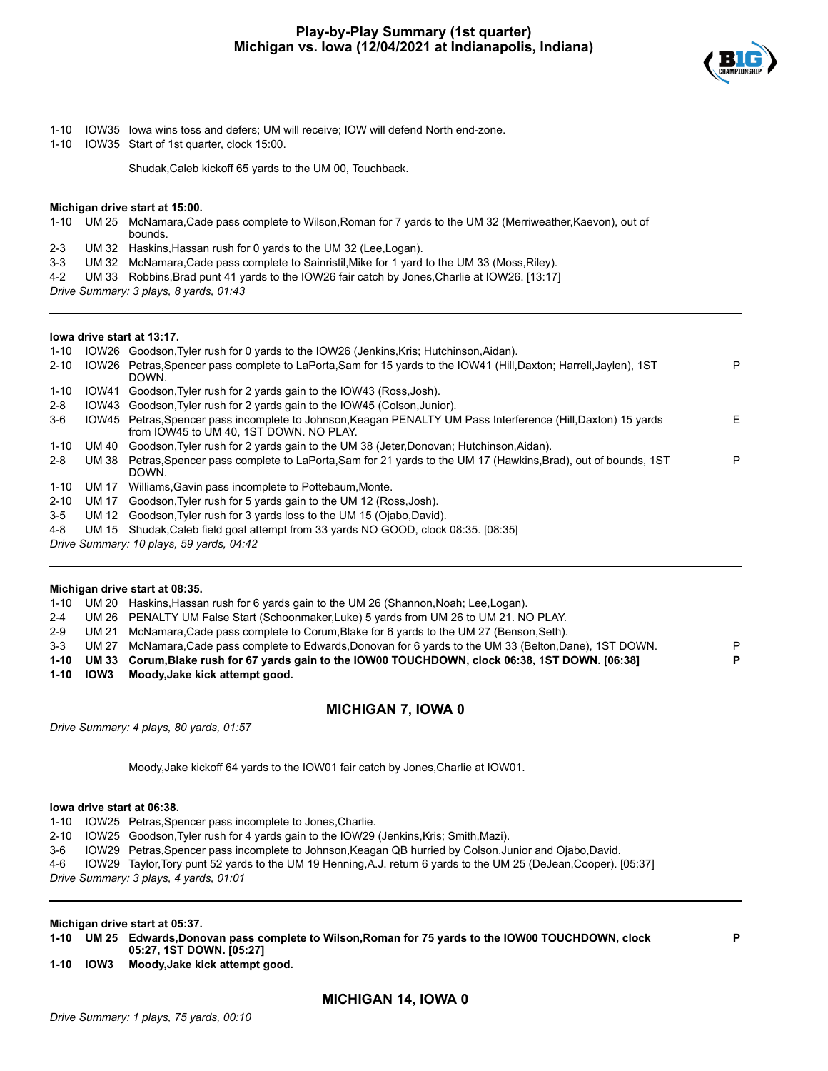# Play-by-Play Summary (1st quarter)
## Michigan vs. Iowa (12/04/2021 at Indianapolis, Indiana)

1-10 IOW35 Iowa wins toss and defers; UM will receive; IOW will defend North end-zone.
1-10 IOW35 Start of 1st quarter, clock 15:00.

Shudak,Caleb kickoff 65 yards to the UM 00, Touchback.

**Michigan drive start at 15:00.**

| | | | |
|---|---|---|---|
| 1-10 | UM 25 | McNamara,Cade pass complete to Wilson,Roman for 7 yards to the UM 32 (Merriweather,Kaevon), out of bounds. | |
| 2-3 | UM 32 | Haskins,Hassan rush for 0 yards to the UM 32 (Lee,Logan). | |
| 3-3 | UM 32 | McNamara,Cade pass complete to Sainristil,Mike for 1 yard to the UM 33 (Moss,Riley). | |
| 4-2 | UM 33 | Robbins,Brad punt 41 yards to the IOW26 fair catch by Jones,Charlie at IOW26. [13:17] | |

*Drive Summary: 3 plays, 8 yards, 01:43*

**Iowa drive start at 13:17.**

| | | | |
|---|---|---|---|
| 1-10 | IOW26 | Goodson,Tyler rush for 0 yards to the IOW26 (Jenkins,Kris; Hutchinson,Aidan). | |
| 2-10 | IOW26 | Petras,Spencer pass complete to LaPorta,Sam for 15 yards to the IOW41 (Hill,Daxton; Harrell,Jaylen), 1ST DOWN. | P |
| 1-10 | IOW41 | Goodson,Tyler rush for 2 yards gain to the IOW43 (Ross,Josh). | |
| 2-8 | IOW43 | Goodson,Tyler rush for 2 yards gain to the IOW45 (Colson,Junior). | |
| 3-6 | IOW45 | Petras,Spencer pass incomplete to Johnson,Keagan PENALTY UM Pass Interference (Hill,Daxton) 15 yards from IOW45 to UM 40, 1ST DOWN. NO PLAY. | E |
| 1-10 | UM 40 | Goodson,Tyler rush for 2 yards gain to the UM 38 (Jeter,Donovan; Hutchinson,Aidan). | |
| 2-8 | UM 38 | Petras,Spencer pass complete to LaPorta,Sam for 21 yards to the UM 17 (Hawkins,Brad), out of bounds, 1ST DOWN. | P |
| 1-10 | UM 17 | Williams,Gavin pass incomplete to Pottebaum,Monte. | |
| 2-10 | UM 17 | Goodson,Tyler rush for 5 yards gain to the UM 12 (Ross,Josh). | |
| 3-5 | UM 12 | Goodson,Tyler rush for 3 yards loss to the UM 15 (Ojabo,David). | |
| 4-8 | UM 15 | Shudak,Caleb field goal attempt from 33 yards NO GOOD, clock 08:35. [08:35] | |

*Drive Summary: 10 plays, 59 yards, 04:42*

**Michigan drive start at 08:35.**

| | | | |
|---|---|---|---|
| 1-10 | UM 20 | Haskins,Hassan rush for 6 yards gain to the UM 26 (Shannon,Noah; Lee,Logan). | |
| 2-4 | UM 26 | PENALTY UM False Start (Schoonmaker,Luke) 5 yards from UM 26 to UM 21. NO PLAY. | |
| 2-9 | UM 21 | McNamara,Cade pass complete to Corum,Blake for 6 yards to the UM 27 (Benson,Seth). | |
| 3-3 | UM 27 | McNamara,Cade pass complete to Edwards,Donovan for 6 yards to the UM 33 (Belton,Dane), 1ST DOWN. | P |
| **1-10** | **UM 33** | **Corum,Blake rush for 67 yards gain to the IOW00 TOUCHDOWN, clock 06:38, 1ST DOWN. [06:38]** | **P** |
| **1-10** | **IOW3** | **Moody,Jake kick attempt good.** | |

**MICHIGAN 7, IOWA 0**

*Drive Summary: 4 plays, 80 yards, 01:57*

Moody,Jake kickoff 64 yards to the IOW01 fair catch by Jones,Charlie at IOW01.

**Iowa drive start at 06:38.**

| | | | |
|---|---|---|---|
| 1-10 | IOW25 | Petras,Spencer pass incomplete to Jones,Charlie. | |
| 2-10 | IOW25 | Goodson,Tyler rush for 4 yards gain to the IOW29 (Jenkins,Kris; Smith,Mazi). | |
| 3-6 | IOW29 | Petras,Spencer pass incomplete to Johnson,Keagan QB hurried by Colson,Junior and Ojabo,David. | |
| 4-6 | IOW29 | Taylor,Tory punt 52 yards to the UM 19 Henning,A.J. return 6 yards to the UM 25 (DeJean,Cooper). [05:37] | |

*Drive Summary: 3 plays, 4 yards, 01:01*

**Michigan drive start at 05:37.**

| | | | |
|---|---|---|---|
| **1-10** | **UM 25** | **Edwards,Donovan pass complete to Wilson,Roman for 75 yards to the IOW00 TOUCHDOWN, clock 05:27, 1ST DOWN. [05:27]** | **P** |
| **1-10** | **IOW3** | **Moody,Jake kick attempt good.** | |

**MICHIGAN 14, IOWA 0**

*Drive Summary: 1 plays, 75 yards, 00:10*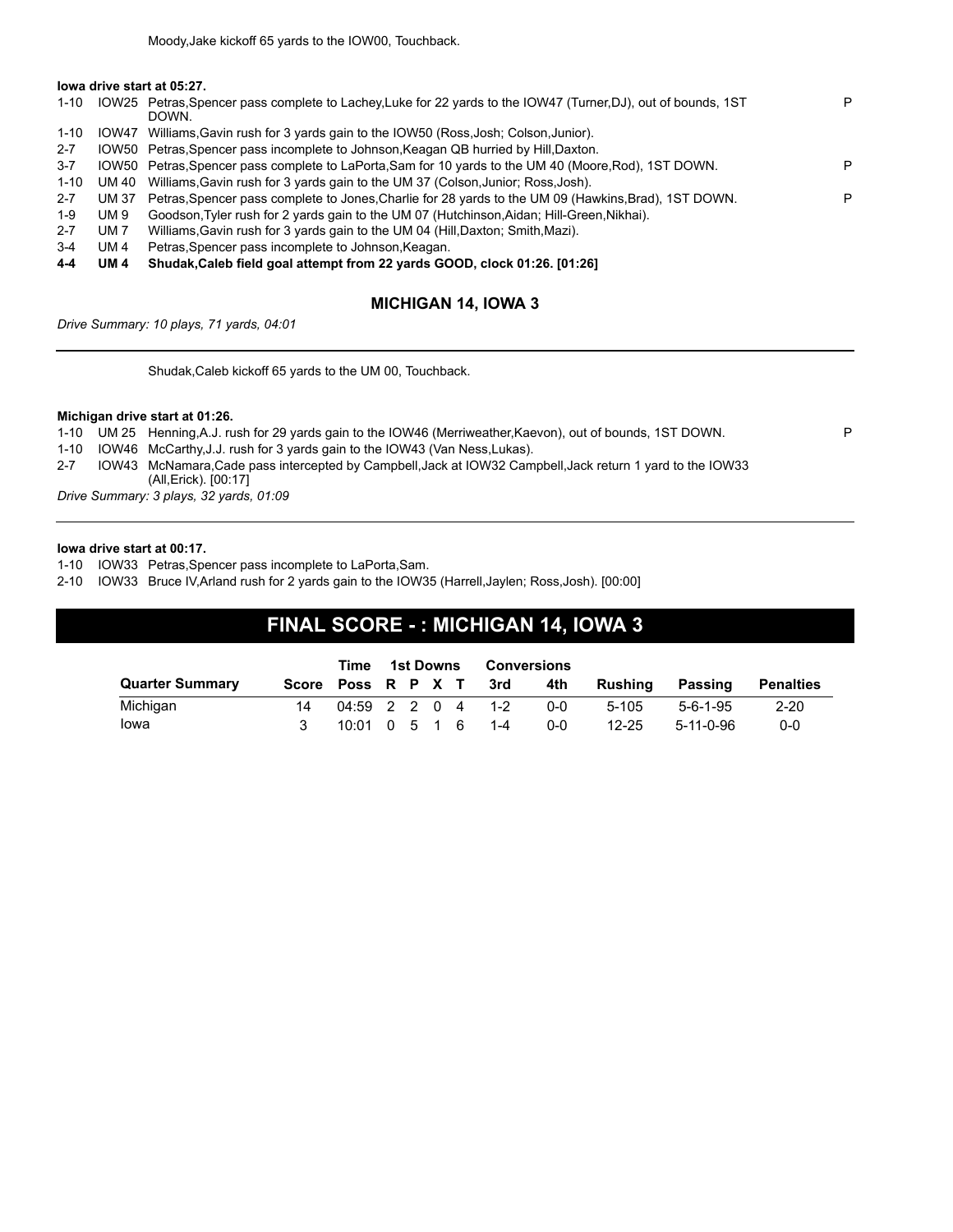Moody,Jake kickoff 65 yards to the IOW00, Touchback.

**Iowa drive start at 05:27.**

| | | | |
|---|---|---|---|
| 1-10 | IOW25 | Petras,Spencer pass complete to Lachey,Luke for 22 yards to the IOW47 (Turner,DJ), out of bounds, 1ST DOWN. | P |
| 1-10 | IOW47 | Williams,Gavin rush for 3 yards gain to the IOW50 (Ross,Josh; Colson,Junior). | |
| 2-7 | IOW50 | Petras,Spencer pass incomplete to Johnson,Keagan QB hurried by Hill,Daxton. | |
| 3-7 | IOW50 | Petras,Spencer pass complete to LaPorta,Sam for 10 yards to the UM 40 (Moore,Rod), 1ST DOWN. | P |
| 1-10 | UM 40 | Williams,Gavin rush for 3 yards gain to the UM 37 (Colson,Junior; Ross,Josh). | |
| 2-7 | UM 37 | Petras,Spencer pass complete to Jones,Charlie for 28 yards to the UM 09 (Hawkins,Brad), 1ST DOWN. | P |
| 1-9 | UM 9 | Goodson,Tyler rush for 2 yards gain to the UM 07 (Hutchinson,Aidan; Hill-Green,Nikhai). | |
| 2-7 | UM 7 | Williams,Gavin rush for 3 yards gain to the UM 04 (Hill,Daxton; Smith,Mazi). | |
| 3-4 | UM 4 | Petras,Spencer pass incomplete to Johnson,Keagan. | |
| **4-4** | **UM 4** | **Shudak,Caleb field goal attempt from 22 yards GOOD, clock 01:26. [01:26]** | |

### MICHIGAN 14, IOWA 3

*Drive Summary: 10 plays, 71 yards, 04:01*

---

Shudak,Caleb kickoff 65 yards to the UM 00, Touchback.

**Michigan drive start at 01:26.**

| | | | |
|---|---|---|---|
| 1-10 | UM 25 | Henning,A.J. rush for 29 yards gain to the IOW46 (Merriweather,Kaevon), out of bounds, 1ST DOWN. | P |
| 1-10 | IOW46 | McCarthy,J.J. rush for 3 yards gain to the IOW43 (Van Ness,Lukas). | |
| 2-7 | IOW43 | McNamara,Cade pass intercepted by Campbell,Jack at IOW32 Campbell,Jack return 1 yard to the IOW33 (All,Erick). [00:17] | |

*Drive Summary: 3 plays, 32 yards, 01:09*

---

**Iowa drive start at 00:17.**

| | | |
|---|---|---|
| 1-10 | IOW33 | Petras,Spencer pass incomplete to LaPorta,Sam. |
| 2-10 | IOW33 | Bruce IV,Arland rush for 2 yards gain to the IOW35 (Harrell,Jaylen; Ross,Josh). [00:00] |

## FINAL SCORE - : MICHIGAN 14, IOWA 3

| Quarter Summary | Score | Time Poss | 1st Downs R | P | X | T | Conversions 3rd | 4th | Rushing | Passing | Penalties |
|---|---|---|---|---|---|---|---|---|---|---|---|
| Michigan | 14 | 04:59 | 2 | 2 | 0 | 4 | 1-2 | 0-0 | 5-105 | 5-6-1-95 | 2-20 |
| Iowa | 3 | 10:01 | 0 | 5 | 1 | 6 | 1-4 | 0-0 | 12-25 | 5-11-0-96 | 0-0 |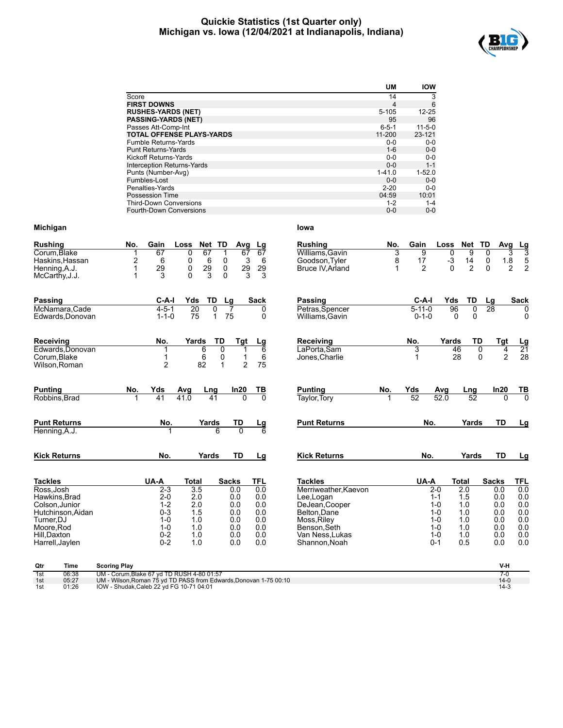# Quickie Statistics (1st Quarter only)
## Michigan vs. Iowa (12/04/2021 at Indianapolis, Indiana)

| | UM | IOW |
|---|---|---|
| Score | 14 | 3 |
| **FIRST DOWNS** | 4 | 6 |
| **RUSHES-YARDS (NET)** | 5-105 | 12-25 |
| **PASSING-YARDS (NET)** | 95 | 96 |
| Passes Att-Comp-Int | 6-5-1 | 11-5-0 |
| **TOTAL OFFENSE PLAYS-YARDS** | 11-200 | 23-121 |
| Fumble Returns-Yards | 0-0 | 0-0 |
| Punt Returns-Yards | 1-6 | 0-0 |
| Kickoff Returns-Yards | 0-0 | 0-0 |
| Interception Returns-Yards | 0-0 | 1-1 |
| Punts (Number-Avg) | 1-41.0 | 1-52.0 |
| Fumbles-Lost | 0-0 | 0-0 |
| Penalties-Yards | 2-20 | 0-0 |
| Possession Time | 04:59 | 10:01 |
| Third-Down Conversions | 1-2 | 1-4 |
| Fourth-Down Conversions | 0-0 | 0-0 |

### Michigan

| Rushing | No. | Gain | Loss | Net | TD | Avg | Lg |
|---|---|---|---|---|---|---|---|
| Corum,Blake | 1 | 67 | 0 | 67 | 1 | 67 | 67 |
| Haskins,Hassan | 2 | 6 | 0 | 6 | 0 | 3 | 6 |
| Henning,A.J. | 1 | 29 | 0 | 29 | 0 | 29 | 29 |
| McCarthy,J.J. | 1 | 3 | 0 | 3 | 0 | 3 | 3 |

| Passing | C-A-I | Yds | TD | Lg | Sack |
|---|---|---|---|---|---|
| McNamara,Cade | 4-5-1 | 20 | 0 | 7 | 0 |
| Edwards,Donovan | 1-1-0 | 75 | 1 | 75 | 0 |

| Receiving | No. | Yards | TD | Tgt | Lg |
|---|---|---|---|---|---|
| Edwards,Donovan | 1 | 6 | 0 | 1 | 6 |
| Corum,Blake | 1 | 6 | 0 | 1 | 6 |
| Wilson,Roman | 2 | 82 | 1 | 2 | 75 |

| Punting | No. | Yds | Avg | Lng | In20 | TB |
|---|---|---|---|---|---|---|
| Robbins,Brad | 1 | 41 | 41.0 | 41 | 0 | 0 |

| Punt Returns | No. | Yards | TD | Lg |
|---|---|---|---|---|
| Henning,A.J. | 1 | 6 | 0 | 6 |

| Kick Returns | No. | Yards | TD | Lg |
|---|---|---|---|---|

| Tackles | UA-A | Total | Sacks | TFL |
|---|---|---|---|---|
| Ross,Josh | 2-3 | 3.5 | 0.0 | 0.0 |
| Hawkins,Brad | 2-0 | 2.0 | 0.0 | 0.0 |
| Colson,Junior | 1-2 | 2.0 | 0.0 | 0.0 |
| Hutchinson,Aidan | 0-3 | 1.5 | 0.0 | 0.0 |
| Turner,DJ | 1-0 | 1.0 | 0.0 | 0.0 |
| Moore,Rod | 1-0 | 1.0 | 0.0 | 0.0 |
| Hill,Daxton | 0-2 | 1.0 | 0.0 | 0.0 |
| Harrell,Jaylen | 0-2 | 1.0 | 0.0 | 0.0 |

### Iowa

| Rushing | No. | Gain | Loss | Net | TD | Avg | Lg |
|---|---|---|---|---|---|---|---|
| Williams,Gavin | 3 | 9 | 0 | 9 | 0 | 3 | 3 |
| Goodson,Tyler | 8 | 17 | -3 | 14 | 0 | 1.8 | 5 |
| Bruce IV,Arland | 1 | 2 | 0 | 2 | 0 | 2 | 2 |

| Passing | C-A-I | Yds | TD | Lg | Sack |
|---|---|---|---|---|---|
| Petras,Spencer | 5-11-0 | 96 | 0 | 28 | 0 |
| Williams,Gavin | 0-1-0 | 0 | 0 | | 0 |

| Receiving | No. | Yards | TD | Tgt | Lg |
|---|---|---|---|---|---|
| LaPorta,Sam | 3 | 46 | 0 | 4 | 21 |
| Jones,Charlie | 1 | 28 | 0 | 2 | 28 |

| Punting | No. | Yds | Avg | Lng | In20 | TB |
|---|---|---|---|---|---|---|
| Taylor,Tory | 1 | 52 | 52.0 | 52 | 0 | 0 |

| Punt Returns | No. | Yards | TD | Lg |
|---|---|---|---|---|

| Kick Returns | No. | Yards | TD | Lg |
|---|---|---|---|---|

| Tackles | UA-A | Total | Sacks | TFL |
|---|---|---|---|---|
| Merriweather,Kaevon | 2-0 | 2.0 | 0.0 | 0.0 |
| Lee,Logan | 1-1 | 1.5 | 0.0 | 0.0 |
| DeJean,Cooper | 1-0 | 1.0 | 0.0 | 0.0 |
| Belton,Dane | 1-0 | 1.0 | 0.0 | 0.0 |
| Moss,Riley | 1-0 | 1.0 | 0.0 | 0.0 |
| Benson,Seth | 1-0 | 1.0 | 0.0 | 0.0 |
| Van Ness,Lukas | 1-0 | 1.0 | 0.0 | 0.0 |
| Shannon,Noah | 0-1 | 0.5 | 0.0 | 0.0 |

| Qtr | Time | Scoring Play | V-H |
|---|---|---|---|
| 1st | 06:38 | UM - Corum,Blake 67 yd TD RUSH 4-80 01:57 | 7-0 |
| 1st | 05:27 | UM - Wilson,Roman 75 yd TD PASS from Edwards,Donovan 1-75 00:10 | 14-0 |
| 1st | 01:26 | IOW - Shudak,Caleb 22 yd FG 10-71 04:01 | 14-3 |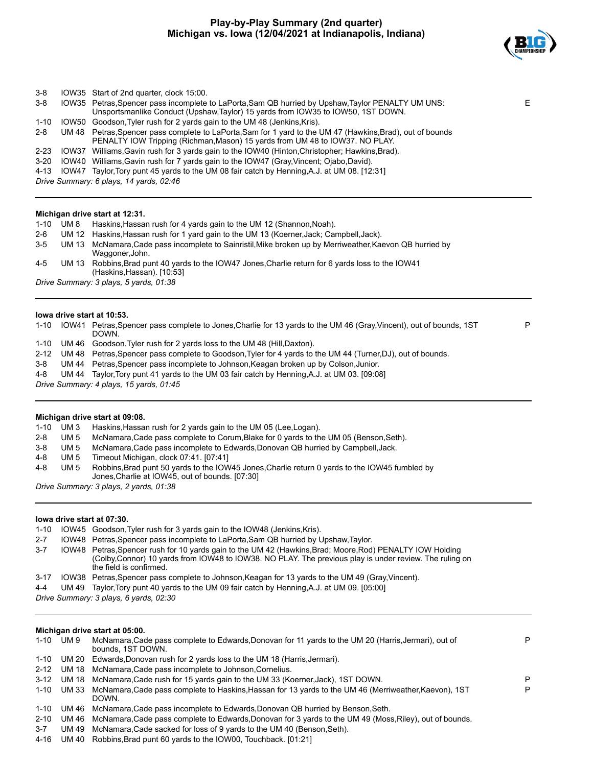# Play-by-Play Summary (2nd quarter)
## Michigan vs. Iowa (12/04/2021 at Indianapolis, Indiana)

| Down | Spot | Play | |
|---|---|---|---|
| 3-8 | IOW35 | Start of 2nd quarter, clock 15:00. | |
| 3-8 | IOW35 | Petras,Spencer pass incomplete to LaPorta,Sam QB hurried by Upshaw,Taylor PENALTY UM UNS: Unsportsmanlike Conduct (Upshaw,Taylor) 15 yards from IOW35 to IOW50, 1ST DOWN. | E |
| 1-10 | IOW50 | Goodson,Tyler rush for 2 yards gain to the UM 48 (Jenkins,Kris). | |
| 2-8 | UM 48 | Petras,Spencer pass complete to LaPorta,Sam for 1 yard to the UM 47 (Hawkins,Brad), out of bounds PENALTY IOW Tripping (Richman,Mason) 15 yards from UM 48 to IOW37. NO PLAY. | |
| 2-23 | IOW37 | Williams,Gavin rush for 3 yards gain to the IOW40 (Hinton,Christopher; Hawkins,Brad). | |
| 3-20 | IOW40 | Williams,Gavin rush for 7 yards gain to the IOW47 (Gray,Vincent; Ojabo,David). | |
| 4-13 | IOW47 | Taylor,Tory punt 45 yards to the UM 08 fair catch by Henning,A.J. at UM 08. [12:31] | |

*Drive Summary: 6 plays, 14 yards, 02:46*

---

**Michigan drive start at 12:31.**

| Down | Spot | Play | |
|---|---|---|---|
| 1-10 | UM 8 | Haskins,Hassan rush for 4 yards gain to the UM 12 (Shannon,Noah). | |
| 2-6 | UM 12 | Haskins,Hassan rush for 1 yard gain to the UM 13 (Koerner,Jack; Campbell,Jack). | |
| 3-5 | UM 13 | McNamara,Cade pass incomplete to Sainristil,Mike broken up by Merriweather,Kaevon QB hurried by Waggoner,John. | |
| 4-5 | UM 13 | Robbins,Brad punt 40 yards to the IOW47 Jones,Charlie return for 6 yards loss to the IOW41 (Haskins,Hassan). [10:53] | |

*Drive Summary: 3 plays, 5 yards, 01:38*

---

**Iowa drive start at 10:53.**

| Down | Spot | Play | |
|---|---|---|---|
| 1-10 | IOW41 | Petras,Spencer pass complete to Jones,Charlie for 13 yards to the UM 46 (Gray,Vincent), out of bounds, 1ST DOWN. | P |
| 1-10 | UM 46 | Goodson,Tyler rush for 2 yards loss to the UM 48 (Hill,Daxton). | |
| 2-12 | UM 48 | Petras,Spencer pass complete to Goodson,Tyler for 4 yards to the UM 44 (Turner,DJ), out of bounds. | |
| 3-8 | UM 44 | Petras,Spencer pass incomplete to Johnson,Keagan broken up by Colson,Junior. | |
| 4-8 | UM 44 | Taylor,Tory punt 41 yards to the UM 03 fair catch by Henning,A.J. at UM 03. [09:08] | |

*Drive Summary: 4 plays, 15 yards, 01:45*

---

**Michigan drive start at 09:08.**

| Down | Spot | Play | |
|---|---|---|---|
| 1-10 | UM 3 | Haskins,Hassan rush for 2 yards gain to the UM 05 (Lee,Logan). | |
| 2-8 | UM 5 | McNamara,Cade pass complete to Corum,Blake for 0 yards to the UM 05 (Benson,Seth). | |
| 3-8 | UM 5 | McNamara,Cade pass incomplete to Edwards,Donovan QB hurried by Campbell,Jack. | |
| 4-8 | UM 5 | Timeout Michigan, clock 07:41. [07:41] | |
| 4-8 | UM 5 | Robbins,Brad punt 50 yards to the IOW45 Jones,Charlie return 0 yards to the IOW45 fumbled by Jones,Charlie at IOW45, out of bounds. [07:30] | |

*Drive Summary: 3 plays, 2 yards, 01:38*

---

**Iowa drive start at 07:30.**

| Down | Spot | Play | |
|---|---|---|---|
| 1-10 | IOW45 | Goodson,Tyler rush for 3 yards gain to the IOW48 (Jenkins,Kris). | |
| 2-7 | IOW48 | Petras,Spencer pass incomplete to LaPorta,Sam QB hurried by Upshaw,Taylor. | |
| 3-7 | IOW48 | Petras,Spencer rush for 10 yards gain to the UM 42 (Hawkins,Brad; Moore,Rod) PENALTY IOW Holding (Colby,Connor) 10 yards from IOW48 to IOW38. NO PLAY. The previous play is under review. The ruling on the field is confirmed. | |
| 3-17 | IOW38 | Petras,Spencer pass complete to Johnson,Keagan for 13 yards to the UM 49 (Gray,Vincent). | |
| 4-4 | UM 49 | Taylor,Tory punt 40 yards to the UM 09 fair catch by Henning,A.J. at UM 09. [05:00] | |

*Drive Summary: 3 plays, 6 yards, 02:30*

---

**Michigan drive start at 05:00.**

| Down | Spot | Play | |
|---|---|---|---|
| 1-10 | UM 9 | McNamara,Cade pass complete to Edwards,Donovan for 11 yards to the UM 20 (Harris,Jermari), out of bounds, 1ST DOWN. | P |
| 1-10 | UM 20 | Edwards,Donovan rush for 2 yards loss to the UM 18 (Harris,Jermari). | |
| 2-12 | UM 18 | McNamara,Cade pass incomplete to Johnson,Cornelius. | |
| 3-12 | UM 18 | McNamara,Cade rush for 15 yards gain to the UM 33 (Koerner,Jack), 1ST DOWN. | P |
| 1-10 | UM 33 | McNamara,Cade pass complete to Haskins,Hassan for 13 yards to the UM 46 (Merriweather,Kaevon), 1ST DOWN. | P |
| 1-10 | UM 46 | McNamara,Cade pass incomplete to Edwards,Donovan QB hurried by Benson,Seth. | |
| 2-10 | UM 46 | McNamara,Cade pass complete to Edwards,Donovan for 3 yards to the UM 49 (Moss,Riley), out of bounds. | |
| 3-7 | UM 49 | McNamara,Cade sacked for loss of 9 yards to the UM 40 (Benson,Seth). | |
| 4-16 | UM 40 | Robbins,Brad punt 60 yards to the IOW00, Touchback. [01:21] | |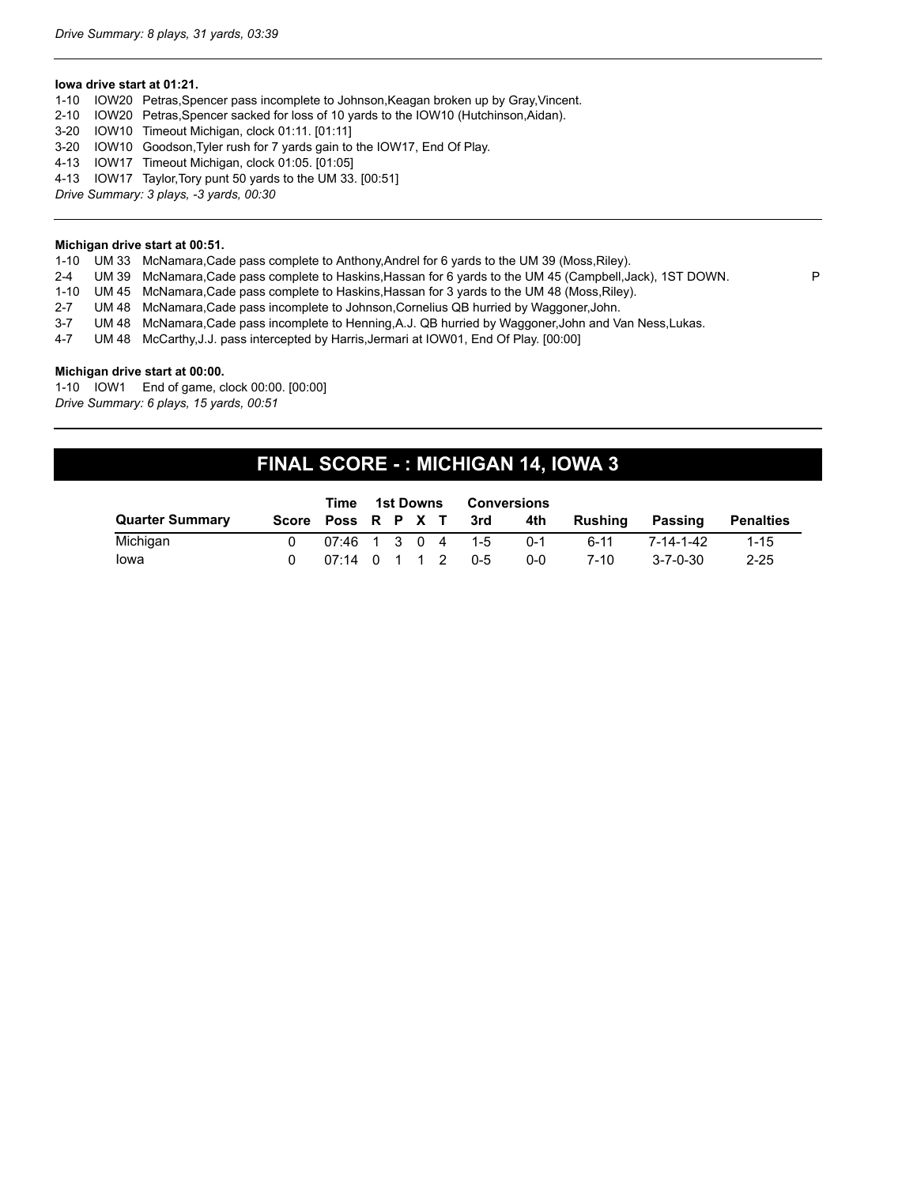*Drive Summary: 8 plays, 31 yards, 03:39*

---

**Iowa drive start at 01:21.**

1-10 IOW20 Petras,Spencer pass incomplete to Johnson,Keagan broken up by Gray,Vincent.
2-10 IOW20 Petras,Spencer sacked for loss of 10 yards to the IOW10 (Hutchinson,Aidan).
3-20 IOW10 Timeout Michigan, clock 01:11. [01:11]
3-20 IOW10 Goodson,Tyler rush for 7 yards gain to the IOW17, End Of Play.
4-13 IOW17 Timeout Michigan, clock 01:05. [01:05]
4-13 IOW17 Taylor,Tory punt 50 yards to the UM 33. [00:51]

*Drive Summary: 3 plays, -3 yards, 00:30*

---

**Michigan drive start at 00:51.**

1-10 UM 33 McNamara,Cade pass complete to Anthony,Andrel for 6 yards to the UM 39 (Moss,Riley).
2-4 UM 39 McNamara,Cade pass complete to Haskins,Hassan for 6 yards to the UM 45 (Campbell,Jack), 1ST DOWN. P
1-10 UM 45 McNamara,Cade pass complete to Haskins,Hassan for 3 yards to the UM 48 (Moss,Riley).
2-7 UM 48 McNamara,Cade pass incomplete to Johnson,Cornelius QB hurried by Waggoner,John.
3-7 UM 48 McNamara,Cade pass incomplete to Henning,A.J. QB hurried by Waggoner,John and Van Ness,Lukas.
4-7 UM 48 McCarthy,J.J. pass intercepted by Harris,Jermari at IOW01, End Of Play. [00:00]

**Michigan drive start at 00:00.**

1-10 IOW1 End of game, clock 00:00. [00:00]

*Drive Summary: 6 plays, 15 yards, 00:51*

---

## FINAL SCORE - : MICHIGAN 14, IOWA 3

| Quarter Summary | Score | Time Poss | 1st Downs R | P | X | T | Conversions 3rd | 4th | Rushing | Passing | Penalties |
|---|---|---|---|---|---|---|---|---|---|---|---|
| Michigan | 0 | 07:46 | 1 | 3 | 0 | 4 | 1-5 | 0-1 | 6-11 | 7-14-1-42 | 1-15 |
| Iowa | 0 | 07:14 | 0 | 1 | 1 | 2 | 0-5 | 0-0 | 7-10 | 3-7-0-30 | 2-25 |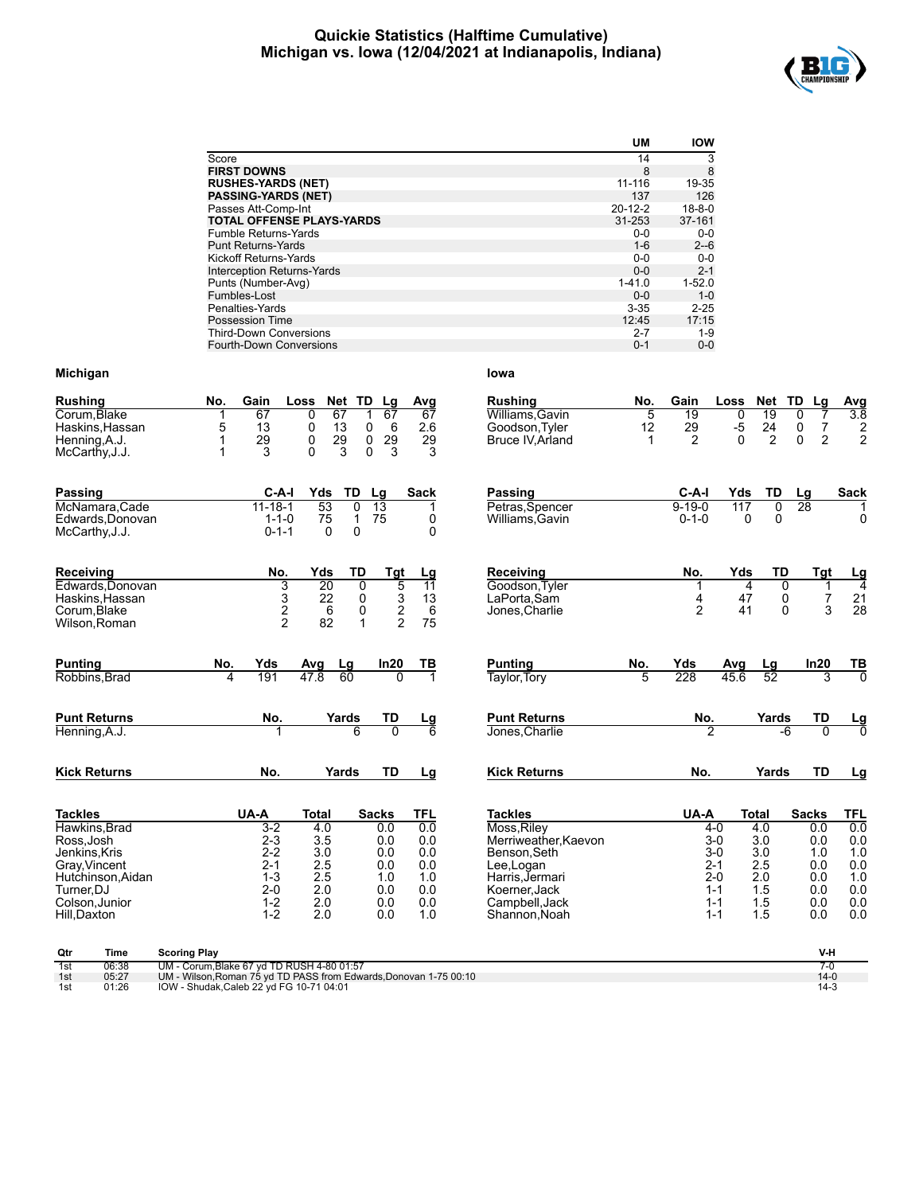# Quickie Statistics (Halftime Cumulative)
## Michigan vs. Iowa (12/04/2021 at Indianapolis, Indiana)

| | UM | IOW |
|---|---|---|
| Score | 14 | 3 |
| **FIRST DOWNS** | 8 | 8 |
| **RUSHES-YARDS (NET)** | 11-116 | 19-35 |
| **PASSING-YARDS (NET)** | 137 | 126 |
| Passes Att-Comp-Int | 20-12-2 | 18-8-0 |
| **TOTAL OFFENSE PLAYS-YARDS** | 31-253 | 37-161 |
| Fumble Returns-Yards | 0-0 | 0-0 |
| Punt Returns-Yards | 1-6 | 2--6 |
| Kickoff Returns-Yards | 0-0 | 0-0 |
| Interception Returns-Yards | 0-0 | 2-1 |
| Punts (Number-Avg) | 1-41.0 | 1-52.0 |
| Fumbles-Lost | 0-0 | 1-0 |
| Penalties-Yards | 3-35 | 2-25 |
| Possession Time | 12:45 | 17:15 |
| Third-Down Conversions | 2-7 | 1-9 |
| Fourth-Down Conversions | 0-1 | 0-0 |

### Michigan

| Rushing | No. | Gain | Loss | Net | TD | Lg | Avg |
|---|---|---|---|---|---|---|---|
| Corum,Blake | 1 | 67 | 0 | 67 | 1 | 67 | 67 |
| Haskins,Hassan | 5 | 13 | 0 | 13 | 0 | 6 | 2.6 |
| Henning,A.J. | 1 | 29 | 0 | 29 | 0 | 29 | 29 |
| McCarthy,J.J. | 1 | 3 | 0 | 3 | 0 | 3 | 3 |

| Passing | C-A-I | Yds | TD | Lg | Sack |
|---|---|---|---|---|---|
| McNamara,Cade | 11-18-1 | 53 | 0 | 13 | 1 |
| Edwards,Donovan | 1-1-0 | 75 | 1 | 75 | 0 |
| McCarthy,J.J. | 0-1-1 | 0 | 0 | | 0 |

| Receiving | No. | Yds | TD | Tgt | Lg |
|---|---|---|---|---|---|
| Edwards,Donovan | 3 | 20 | 0 | 5 | 11 |
| Haskins,Hassan | 3 | 22 | 0 | 3 | 13 |
| Corum,Blake | 2 | 6 | 0 | 2 | 6 |
| Wilson,Roman | 2 | 82 | 1 | 2 | 75 |

| Punting | No. | Yds | Avg | Lg | In20 | TB |
|---|---|---|---|---|---|---|
| Robbins,Brad | 4 | 191 | 47.8 | 60 | 0 | 1 |

| Punt Returns | No. | Yards | TD | Lg |
|---|---|---|---|---|
| Henning,A.J. | 1 | 6 | 0 | 6 |

| Kick Returns | No. | Yards | TD | Lg |
|---|---|---|---|---|

| Tackles | UA-A | Total | Sacks | TFL |
|---|---|---|---|---|
| Hawkins,Brad | 3-2 | 4.0 | 0.0 | 0.0 |
| Ross,Josh | 2-3 | 3.5 | 0.0 | 0.0 |
| Jenkins,Kris | 2-2 | 3.0 | 0.0 | 0.0 |
| Gray,Vincent | 2-1 | 2.5 | 0.0 | 0.0 |
| Hutchinson,Aidan | 1-3 | 2.5 | 1.0 | 1.0 |
| Turner,DJ | 2-0 | 2.0 | 0.0 | 0.0 |
| Colson,Junior | 1-2 | 2.0 | 0.0 | 0.0 |
| Hill,Daxton | 1-2 | 2.0 | 0.0 | 1.0 |

### Iowa

| Rushing | No. | Gain | Loss | Net | TD | Lg | Avg |
|---|---|---|---|---|---|---|---|
| Williams,Gavin | 5 | 19 | 0 | 19 | 0 | 7 | 3.8 |
| Goodson,Tyler | 12 | 29 | -5 | 24 | 0 | 7 | 2 |
| Bruce IV,Arland | 1 | 2 | 0 | 2 | 0 | 2 | 2 |

| Passing | C-A-I | Yds | TD | Lg | Sack |
|---|---|---|---|---|---|
| Petras,Spencer | 9-19-0 | 117 | 0 | 28 | 1 |
| Williams,Gavin | 0-1-0 | 0 | 0 | | 0 |

| Receiving | No. | Yds | TD | Tgt | Lg |
|---|---|---|---|---|---|
| Goodson,Tyler | 1 | 4 | 0 | 1 | 4 |
| LaPorta,Sam | 4 | 47 | 0 | 7 | 21 |
| Jones,Charlie | 2 | 41 | 0 | 3 | 28 |

| Punting | No. | Yds | Avg | Lg | In20 | TB |
|---|---|---|---|---|---|---|
| Taylor,Tory | 5 | 228 | 45.6 | 52 | 3 | 0 |

| Punt Returns | No. | Yards | TD | Lg |
|---|---|---|---|---|
| Jones,Charlie | 2 | -6 | 0 | 0 |

| Kick Returns | No. | Yards | TD | Lg |
|---|---|---|---|---|

| Tackles | UA-A | Total | Sacks | TFL |
|---|---|---|---|---|
| Moss,Riley | 4-0 | 4.0 | 0.0 | 0.0 |
| Merriweather,Kaevon | 3-0 | 3.0 | 0.0 | 0.0 |
| Benson,Seth | 3-0 | 3.0 | 1.0 | 1.0 |
| Lee,Logan | 2-1 | 2.5 | 0.0 | 0.0 |
| Harris,Jermari | 2-0 | 2.0 | 0.0 | 1.0 |
| Koerner,Jack | 1-1 | 1.5 | 0.0 | 0.0 |
| Campbell,Jack | 1-1 | 1.5 | 0.0 | 0.0 |
| Shannon,Noah | 1-1 | 1.5 | 0.0 | 0.0 |

| Qtr | Time | Scoring Play | V-H |
|---|---|---|---|
| 1st | 06:38 | UM - Corum,Blake 67 yd TD RUSH 4-80 01:57 | 7-0 |
| 1st | 05:27 | UM - Wilson,Roman 75 yd TD PASS from Edwards,Donovan 1-75 00:10 | 14-0 |
| 1st | 01:26 | IOW - Shudak,Caleb 22 yd FG 10-71 04:01 | 14-3 |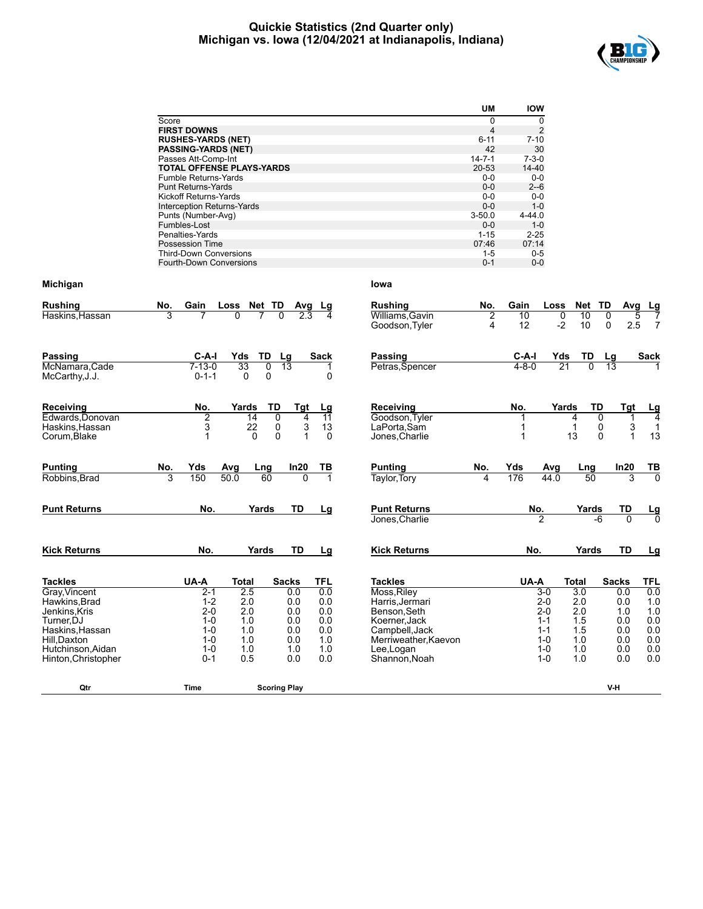# Quickie Statistics (2nd Quarter only)
## Michigan vs. Iowa (12/04/2021 at Indianapolis, Indiana)

| | UM | IOW |
|---|---|---|
| Score | 0 | 0 |
| **FIRST DOWNS** | 4 | 2 |
| **RUSHES-YARDS (NET)** | 6-11 | 7-10 |
| **PASSING-YARDS (NET)** | 42 | 30 |
| Passes Att-Comp-Int | 14-7-1 | 7-3-0 |
| **TOTAL OFFENSE PLAYS-YARDS** | 20-53 | 14-40 |
| Fumble Returns-Yards | 0-0 | 0-0 |
| Punt Returns-Yards | 0-0 | 2--6 |
| Kickoff Returns-Yards | 0-0 | 0-0 |
| Interception Returns-Yards | 0-0 | 1-0 |
| Punts (Number-Avg) | 3-50.0 | 4-44.0 |
| Fumbles-Lost | 0-0 | 1-0 |
| Penalties-Yards | 1-15 | 2-25 |
| Possession Time | 07:46 | 07:14 |
| Third-Down Conversions | 1-5 | 0-5 |
| Fourth-Down Conversions | 0-1 | 0-0 |

### Michigan

| Rushing | No. | Gain | Loss | Net | TD | Avg | Lg |
|---|---|---|---|---|---|---|---|
| Haskins,Hassan | 3 | 7 | 0 | 7 | 0 | 2.3 | 4 |

| Passing | C-A-I | Yds | TD | Lg | Sack |
|---|---|---|---|---|---|
| McNamara,Cade | 7-13-0 | 33 | 0 | 13 | 1 |
| McCarthy,J.J. | 0-1-1 | 0 | 0 | | 0 |

| Receiving | No. | Yards | TD | Tgt | Lg |
|---|---|---|---|---|---|
| Edwards,Donovan | 2 | 14 | 0 | 4 | 11 |
| Haskins,Hassan | 3 | 22 | 0 | 3 | 13 |
| Corum,Blake | 1 | 0 | 0 | 1 | 0 |

| Punting | No. | Yds | Avg | Lng | In20 | TB |
|---|---|---|---|---|---|---|
| Robbins,Brad | 3 | 150 | 50.0 | 60 | 0 | 1 |

| Punt Returns | No. | Yards | TD | Lg |
|---|---|---|---|---|

| Kick Returns | No. | Yards | TD | Lg |
|---|---|---|---|---|

| Tackles | UA-A | Total | Sacks | TFL |
|---|---|---|---|---|
| Gray,Vincent | 2-1 | 2.5 | 0.0 | 0.0 |
| Hawkins,Brad | 1-2 | 2.0 | 0.0 | 0.0 |
| Jenkins,Kris | 2-0 | 2.0 | 0.0 | 0.0 |
| Turner,DJ | 1-0 | 1.0 | 0.0 | 0.0 |
| Haskins,Hassan | 1-0 | 1.0 | 0.0 | 0.0 |
| Hill,Daxton | 1-0 | 1.0 | 0.0 | 1.0 |
| Hutchinson,Aidan | 1-0 | 1.0 | 1.0 | 1.0 |
| Hinton,Christopher | 0-1 | 0.5 | 0.0 | 0.0 |

### Iowa

| Rushing | No. | Gain | Loss | Net | TD | Avg | Lg |
|---|---|---|---|---|---|---|---|
| Williams,Gavin | 2 | 10 | 0 | 10 | 0 | 5 | 7 |
| Goodson,Tyler | 4 | 12 | -2 | 10 | 0 | 2.5 | 7 |

| Passing | C-A-I | Yds | TD | Lg | Sack |
|---|---|---|---|---|---|
| Petras,Spencer | 4-8-0 | 21 | 0 | 13 | 1 |

| Receiving | No. | Yards | TD | Tgt | Lg |
|---|---|---|---|---|---|
| Goodson,Tyler | 1 | 4 | 0 | 1 | 4 |
| LaPorta,Sam | 1 | 1 | 0 | 3 | 1 |
| Jones,Charlie | 1 | 13 | 0 | 1 | 13 |

| Punting | No. | Yds | Avg | Lng | In20 | TB |
|---|---|---|---|---|---|---|
| Taylor,Tory | 4 | 176 | 44.0 | 50 | 3 | 0 |

| Punt Returns | No. | Yards | TD | Lg |
|---|---|---|---|---|
| Jones,Charlie | 2 | -6 | 0 | 0 |

| Kick Returns | No. | Yards | TD | Lg |
|---|---|---|---|---|

| Tackles | UA-A | Total | Sacks | TFL |
|---|---|---|---|---|
| Moss,Riley | 3-0 | 3.0 | 0.0 | 0.0 |
| Harris,Jermari | 2-0 | 2.0 | 0.0 | 1.0 |
| Benson,Seth | 2-0 | 2.0 | 1.0 | 1.0 |
| Koerner,Jack | 1-1 | 1.5 | 0.0 | 0.0 |
| Campbell,Jack | 1-1 | 1.5 | 0.0 | 0.0 |
| Merriweather,Kaevon | 1-0 | 1.0 | 0.0 | 0.0 |
| Lee,Logan | 1-0 | 1.0 | 0.0 | 0.0 |
| Shannon,Noah | 1-0 | 1.0 | 0.0 | 0.0 |

| Qtr | Time | Scoring Play | V-H |
|---|---|---|---|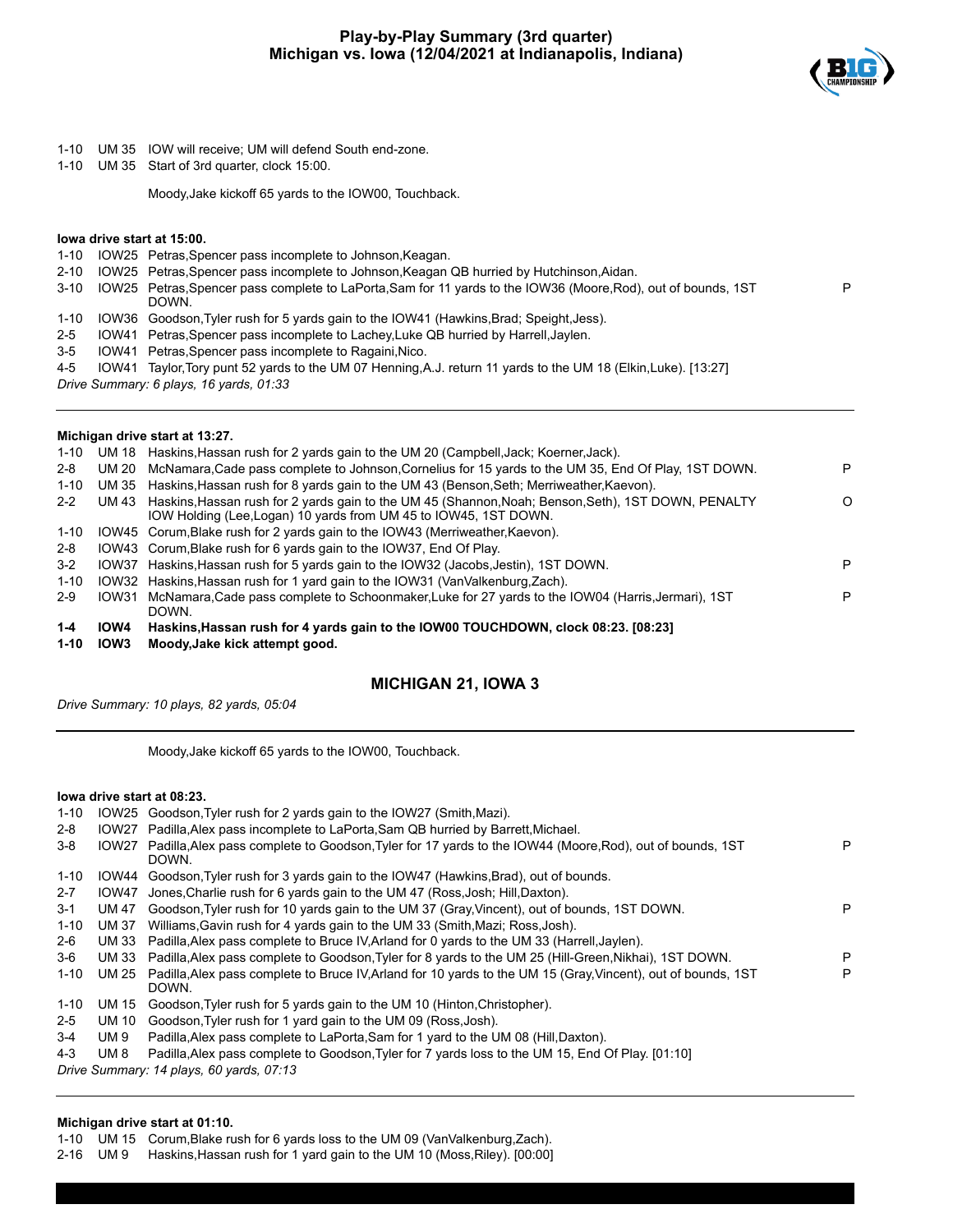# Play-by-Play Summary (3rd quarter)
## Michigan vs. Iowa (12/04/2021 at Indianapolis, Indiana)

1-10 UM 35 IOW will receive; UM will defend South end-zone.
1-10 UM 35 Start of 3rd quarter, clock 15:00.

Moody,Jake kickoff 65 yards to the IOW00, Touchback.

**Iowa drive start at 15:00.**

| | | | |
|---|---|---|---|
| 1-10 | IOW25 | Petras,Spencer pass incomplete to Johnson,Keagan. | |
| 2-10 | IOW25 | Petras,Spencer pass incomplete to Johnson,Keagan QB hurried by Hutchinson,Aidan. | |
| 3-10 | IOW25 | Petras,Spencer pass complete to LaPorta,Sam for 11 yards to the IOW36 (Moore,Rod), out of bounds, 1ST DOWN. | P |
| 1-10 | IOW36 | Goodson,Tyler rush for 5 yards gain to the IOW41 (Hawkins,Brad; Speight,Jess). | |
| 2-5 | IOW41 | Petras,Spencer pass incomplete to Lachey,Luke QB hurried by Harrell,Jaylen. | |
| 3-5 | IOW41 | Petras,Spencer pass incomplete to Ragaini,Nico. | |
| 4-5 | IOW41 | Taylor,Tory punt 52 yards to the UM 07 Henning,A.J. return 11 yards to the UM 18 (Elkin,Luke). [13:27] | |

*Drive Summary: 6 plays, 16 yards, 01:33*

**Michigan drive start at 13:27.**

| | | | |
|---|---|---|---|
| 1-10 | UM 18 | Haskins,Hassan rush for 2 yards gain to the UM 20 (Campbell,Jack; Koerner,Jack). | |
| 2-8 | UM 20 | McNamara,Cade pass complete to Johnson,Cornelius for 15 yards to the UM 35, End Of Play, 1ST DOWN. | P |
| 1-10 | UM 35 | Haskins,Hassan rush for 8 yards gain to the UM 43 (Benson,Seth; Merriweather,Kaevon). | |
| 2-2 | UM 43 | Haskins,Hassan rush for 2 yards gain to the UM 45 (Shannon,Noah; Benson,Seth), 1ST DOWN, PENALTY IOW Holding (Lee,Logan) 10 yards from UM 45 to IOW45, 1ST DOWN. | O |
| 1-10 | IOW45 | Corum,Blake rush for 2 yards gain to the IOW43 (Merriweather,Kaevon). | |
| 2-8 | IOW43 | Corum,Blake rush for 6 yards gain to the IOW37, End Of Play. | |
| 3-2 | IOW37 | Haskins,Hassan rush for 5 yards gain to the IOW32 (Jacobs,Jestin), 1ST DOWN. | P |
| 1-10 | IOW32 | Haskins,Hassan rush for 1 yard gain to the IOW31 (VanValkenburg,Zach). | |
| 2-9 | IOW31 | McNamara,Cade pass complete to Schoonmaker,Luke for 27 yards to the IOW04 (Harris,Jermari), 1ST DOWN. | P |
| **1-4** | **IOW4** | **Haskins,Hassan rush for 4 yards gain to the IOW00 TOUCHDOWN, clock 08:23. [08:23]** | |
| **1-10** | **IOW3** | **Moody,Jake kick attempt good.** | |

### MICHIGAN 21, IOWA 3

*Drive Summary: 10 plays, 82 yards, 05:04*

Moody,Jake kickoff 65 yards to the IOW00, Touchback.

**Iowa drive start at 08:23.**

| | | | |
|---|---|---|---|
| 1-10 | IOW25 | Goodson,Tyler rush for 2 yards gain to the IOW27 (Smith,Mazi). | |
| 2-8 | IOW27 | Padilla,Alex pass incomplete to LaPorta,Sam QB hurried by Barrett,Michael. | |
| 3-8 | IOW27 | Padilla,Alex pass complete to Goodson,Tyler for 17 yards to the IOW44 (Moore,Rod), out of bounds, 1ST DOWN. | P |
| 1-10 | IOW44 | Goodson,Tyler rush for 3 yards gain to the IOW47 (Hawkins,Brad), out of bounds. | |
| 2-7 | IOW47 | Jones,Charlie rush for 6 yards gain to the UM 47 (Ross,Josh; Hill,Daxton). | |
| 3-1 | UM 47 | Goodson,Tyler rush for 10 yards gain to the UM 37 (Gray,Vincent), out of bounds, 1ST DOWN. | P |
| 1-10 | UM 37 | Williams,Gavin rush for 4 yards gain to the UM 33 (Smith,Mazi; Ross,Josh). | |
| 2-6 | UM 33 | Padilla,Alex pass complete to Bruce IV,Arland for 0 yards to the UM 33 (Harrell,Jaylen). | |
| 3-6 | UM 33 | Padilla,Alex pass complete to Goodson,Tyler for 8 yards to the UM 25 (Hill-Green,Nikhai), 1ST DOWN. | P |
| 1-10 | UM 25 | Padilla,Alex pass complete to Bruce IV,Arland for 10 yards to the UM 15 (Gray,Vincent), out of bounds, 1ST DOWN. | P |
| 1-10 | UM 15 | Goodson,Tyler rush for 5 yards gain to the UM 10 (Hinton,Christopher). | |
| 2-5 | UM 10 | Goodson,Tyler rush for 1 yard gain to the UM 09 (Ross,Josh). | |
| 3-4 | UM 9 | Padilla,Alex pass complete to LaPorta,Sam for 1 yard to the UM 08 (Hill,Daxton). | |
| 4-3 | UM 8 | Padilla,Alex pass complete to Goodson,Tyler for 7 yards loss to the UM 15, End Of Play. [01:10] | |

*Drive Summary: 14 plays, 60 yards, 07:13*

**Michigan drive start at 01:10.**

| | | |
|---|---|---|
| 1-10 | UM 15 | Corum,Blake rush for 6 yards loss to the UM 09 (VanValkenburg,Zach). |
| 2-16 | UM 9 | Haskins,Hassan rush for 1 yard gain to the UM 10 (Moss,Riley). [00:00] |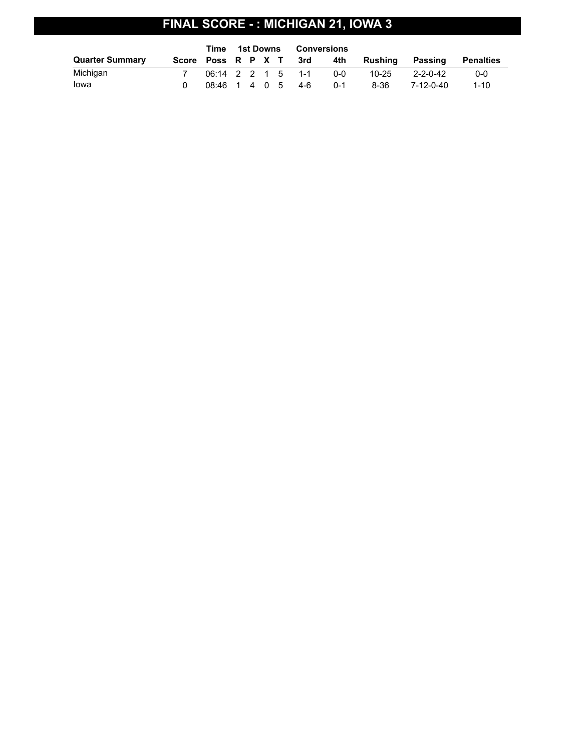# FINAL SCORE - : MICHIGAN 21, IOWA 3

| Quarter Summary | Score | Time Poss | 1st Downs R | 1st Downs P | 1st Downs X | 1st Downs T | Conversions 3rd | Conversions 4th | Rushing | Passing | Penalties |
|---|---|---|---|---|---|---|---|---|---|---|---|
| Michigan | 7 | 06:14 | 2 | 2 | 1 | 5 | 1-1 | 0-0 | 10-25 | 2-2-0-42 | 0-0 |
| Iowa | 0 | 08:46 | 1 | 4 | 0 | 5 | 4-6 | 0-1 | 8-36 | 7-12-0-40 | 1-10 |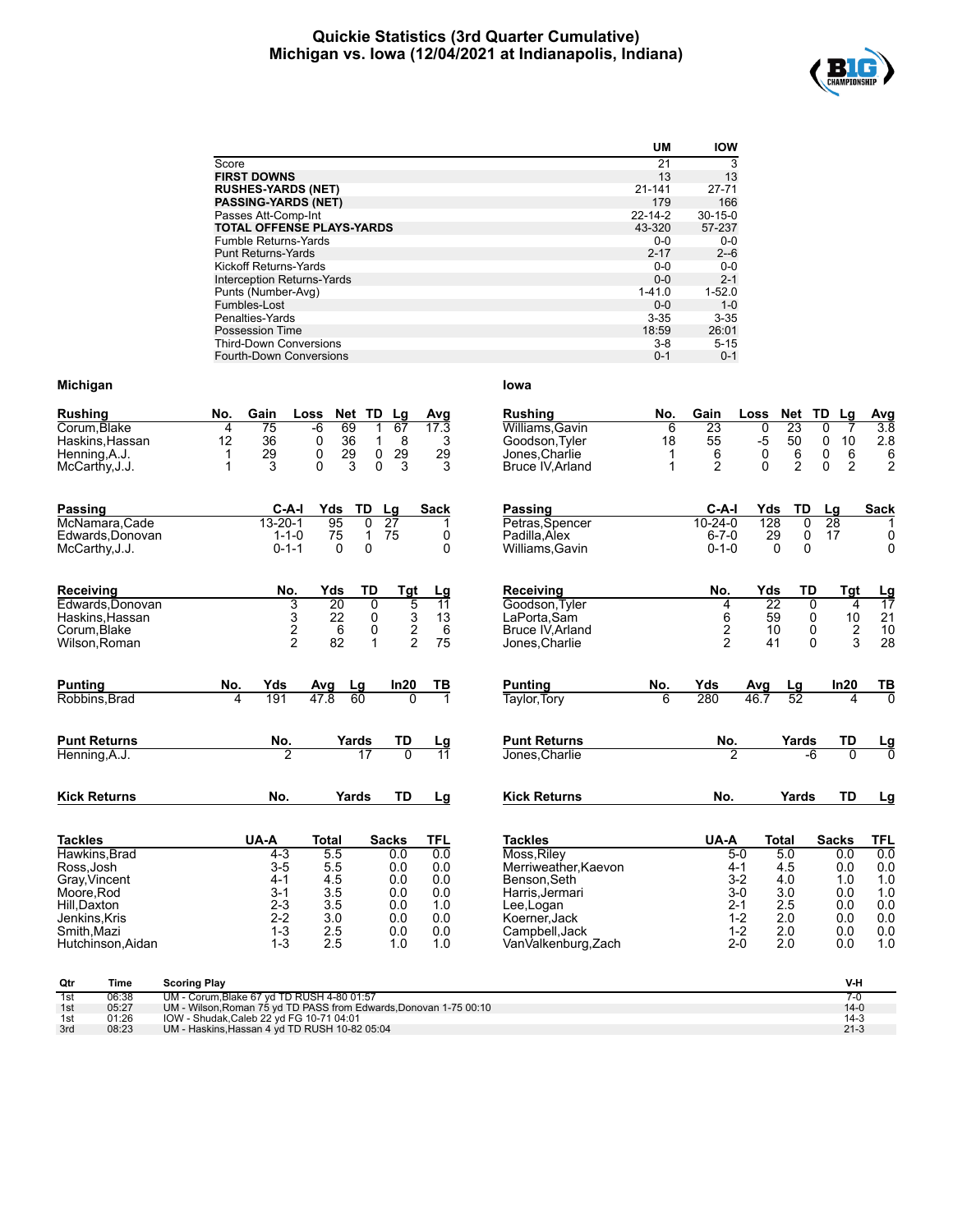# Quickie Statistics (3rd Quarter Cumulative)
## Michigan vs. Iowa (12/04/2021 at Indianapolis, Indiana)

| | UM | IOW |
|---|---|---|
| Score | 21 | 3 |
| **FIRST DOWNS** | 13 | 13 |
| **RUSHES-YARDS (NET)** | 21-141 | 27-71 |
| **PASSING-YARDS (NET)** | 179 | 166 |
| Passes Att-Comp-Int | 22-14-2 | 30-15-0 |
| **TOTAL OFFENSE PLAYS-YARDS** | 43-320 | 57-237 |
| Fumble Returns-Yards | 0-0 | 0-0 |
| Punt Returns-Yards | 2-17 | 2--6 |
| Kickoff Returns-Yards | 0-0 | 0-0 |
| Interception Returns-Yards | 0-0 | 2-1 |
| Punts (Number-Avg) | 1-41.0 | 1-52.0 |
| Fumbles-Lost | 0-0 | 1-0 |
| Penalties-Yards | 3-35 | 3-35 |
| Possession Time | 18:59 | 26:01 |
| Third-Down Conversions | 3-8 | 5-15 |
| Fourth-Down Conversions | 0-1 | 0-1 |

### Michigan

| Rushing | No. | Gain | Loss | Net | TD | Lg | Avg |
|---|---|---|---|---|---|---|---|
| Corum,Blake | 4 | 75 | -6 | 69 | 1 | 67 | 17.3 |
| Haskins,Hassan | 12 | 36 | 0 | 36 | 1 | 8 | 3 |
| Henning,A.J. | 1 | 29 | 0 | 29 | 0 | 29 | 29 |
| McCarthy,J.J. | 1 | 3 | 0 | 3 | 0 | 3 | 3 |

| Passing | C-A-I | Yds | TD | Lg | Sack |
|---|---|---|---|---|---|
| McNamara,Cade | 13-20-1 | 95 | 0 | 27 | 1 |
| Edwards,Donovan | 1-1-0 | 75 | 1 | 75 | 0 |
| McCarthy,J.J. | 0-1-1 | 0 | 0 | | 0 |

| Receiving | No. | Yds | TD | Tgt | Lg |
|---|---|---|---|---|---|
| Edwards,Donovan | 3 | 20 | 0 | 5 | 11 |
| Haskins,Hassan | 3 | 22 | 0 | 3 | 13 |
| Corum,Blake | 2 | 6 | 0 | 2 | 6 |
| Wilson,Roman | 2 | 82 | 1 | 2 | 75 |

| Punting | No. | Yds | Avg | Lg | In20 | TB |
|---|---|---|---|---|---|---|
| Robbins,Brad | 4 | 191 | 47.8 | 60 | 0 | 1 |

| Punt Returns | No. | Yards | TD | Lg |
|---|---|---|---|---|
| Henning,A.J. | 2 | 17 | 0 | 11 |

| Kick Returns | No. | Yards | TD | Lg |
|---|---|---|---|---|

| Tackles | UA-A | Total | Sacks | TFL |
|---|---|---|---|---|
| Hawkins,Brad | 4-3 | 5.5 | 0.0 | 0.0 |
| Ross,Josh | 3-5 | 5.5 | 0.0 | 0.0 |
| Gray,Vincent | 4-1 | 4.5 | 0.0 | 0.0 |
| Moore,Rod | 3-1 | 3.5 | 0.0 | 0.0 |
| Hill,Daxton | 2-3 | 3.5 | 0.0 | 1.0 |
| Jenkins,Kris | 2-2 | 3.0 | 0.0 | 0.0 |
| Smith,Mazi | 1-3 | 2.5 | 0.0 | 0.0 |
| Hutchinson,Aidan | 1-3 | 2.5 | 1.0 | 1.0 |

### Iowa

| Rushing | No. | Gain | Loss | Net | TD | Lg | Avg |
|---|---|---|---|---|---|---|---|
| Williams,Gavin | 6 | 23 | 0 | 23 | 0 | 7 | 3.8 |
| Goodson,Tyler | 18 | 55 | -5 | 50 | 0 | 10 | 2.8 |
| Jones,Charlie | 1 | 6 | 0 | 6 | 0 | 6 | 6 |
| Bruce IV,Arland | 1 | 2 | 0 | 2 | 0 | 2 | 2 |

| Passing | C-A-I | Yds | TD | Lg | Sack |
|---|---|---|---|---|---|
| Petras,Spencer | 10-24-0 | 128 | 0 | 28 | 1 |
| Padilla,Alex | 6-7-0 | 29 | 0 | 17 | 0 |
| Williams,Gavin | 0-1-0 | 0 | 0 | | 0 |

| Receiving | No. | Yds | TD | Tgt | Lg |
|---|---|---|---|---|---|
| Goodson,Tyler | 4 | 22 | 0 | 4 | 17 |
| LaPorta,Sam | 6 | 59 | 0 | 10 | 21 |
| Bruce IV,Arland | 2 | 10 | 0 | 2 | 10 |
| Jones,Charlie | 2 | 41 | 0 | 3 | 28 |

| Punting | No. | Yds | Avg | Lg | In20 | TB |
|---|---|---|---|---|---|---|
| Taylor,Tory | 6 | 280 | 46.7 | 52 | 4 | 0 |

| Punt Returns | No. | Yards | TD | Lg |
|---|---|---|---|---|
| Jones,Charlie | 2 | -6 | 0 | 0 |

| Kick Returns | No. | Yards | TD | Lg |
|---|---|---|---|---|

| Tackles | UA-A | Total | Sacks | TFL |
|---|---|---|---|---|
| Moss,Riley | 5-0 | 5.0 | 0.0 | 0.0 |
| Merriweather,Kaevon | 4-1 | 4.5 | 0.0 | 0.0 |
| Benson,Seth | 3-2 | 4.0 | 1.0 | 1.0 |
| Harris,Jermari | 3-0 | 3.0 | 0.0 | 1.0 |
| Lee,Logan | 2-1 | 2.5 | 0.0 | 0.0 |
| Koerner,Jack | 1-2 | 2.0 | 0.0 | 0.0 |
| Campbell,Jack | 1-2 | 2.0 | 0.0 | 0.0 |
| VanValkenburg,Zach | 2-0 | 2.0 | 0.0 | 1.0 |

| Qtr | Time | Scoring Play | V-H |
|---|---|---|---|
| 1st | 06:38 | UM - Corum,Blake 67 yd TD RUSH 4-80 01:57 | 7-0 |
| 1st | 05:27 | UM - Wilson,Roman 75 yd TD PASS from Edwards,Donovan 1-75 00:10 | 14-0 |
| 1st | 01:26 | IOW - Shudak,Caleb 22 yd FG 10-71 04:01 | 14-3 |
| 3rd | 08:23 | UM - Haskins,Hassan 4 yd TD RUSH 10-82 05:04 | 21-3 |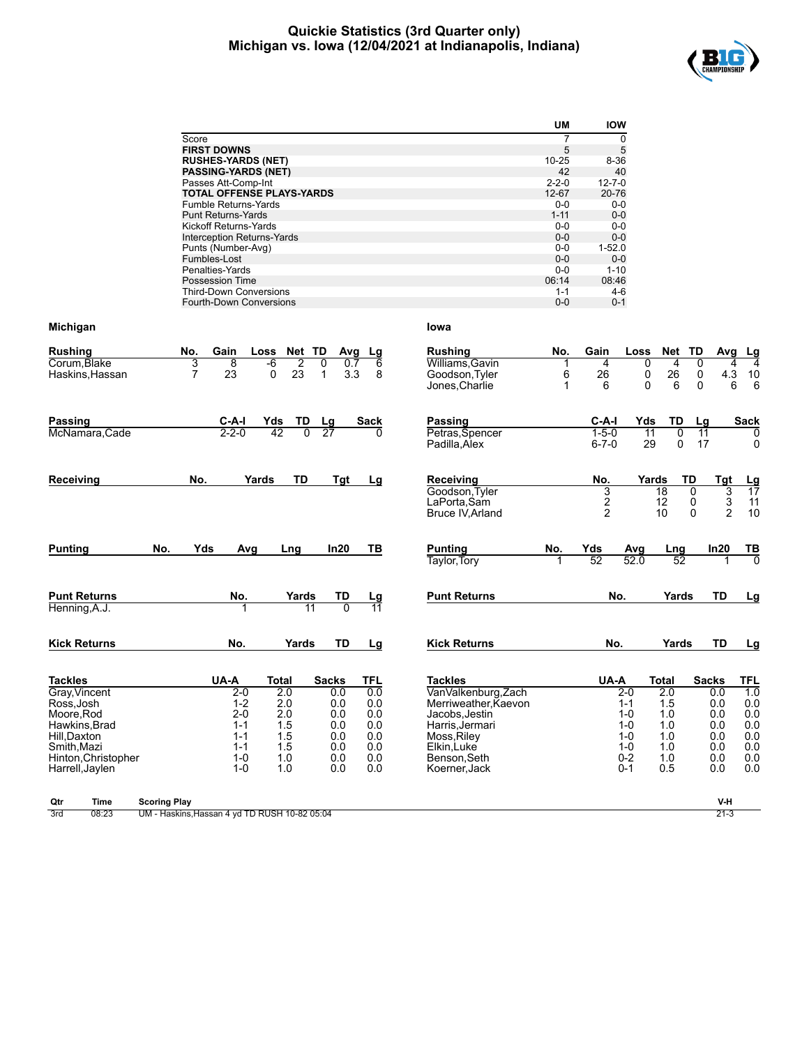# Quickie Statistics (3rd Quarter only)
## Michigan vs. Iowa (12/04/2021 at Indianapolis, Indiana)

| | UM | IOW |
|---|---|---|
| Score | 7 | 0 |
| **FIRST DOWNS** | 5 | 5 |
| **RUSHES-YARDS (NET)** | 10-25 | 8-36 |
| **PASSING-YARDS (NET)** | 42 | 40 |
| Passes Att-Comp-Int | 2-2-0 | 12-7-0 |
| **TOTAL OFFENSE PLAYS-YARDS** | 12-67 | 20-76 |
| Fumble Returns-Yards | 0-0 | 0-0 |
| Punt Returns-Yards | 1-11 | 0-0 |
| Kickoff Returns-Yards | 0-0 | 0-0 |
| Interception Returns-Yards | 0-0 | 0-0 |
| Punts (Number-Avg) | 0-0 | 1-52.0 |
| Fumbles-Lost | 0-0 | 0-0 |
| Penalties-Yards | 0-0 | 1-10 |
| Possession Time | 06:14 | 08:46 |
| Third-Down Conversions | 1-1 | 4-6 |
| Fourth-Down Conversions | 0-0 | 0-1 |

### Michigan

| Rushing | No. | Gain | Loss | Net | TD | Avg | Lg |
|---|---|---|---|---|---|---|---|
| Corum,Blake | 3 | 8 | -6 | 2 | 0 | 0.7 | 6 |
| Haskins,Hassan | 7 | 23 | 0 | 23 | 1 | 3.3 | 8 |

| Passing | C-A-I | Yds | TD | Lg | Sack |
|---|---|---|---|---|---|
| McNamara,Cade | 2-2-0 | 42 | 0 | 27 | 0 |

| Receiving | No. | Yards | TD | Tgt | Lg |
|---|---|---|---|---|---|

| Punting | No. | Yds | Avg | Lng | In20 | TB |
|---|---|---|---|---|---|---|

| Punt Returns | No. | Yards | TD | Lg |
|---|---|---|---|---|
| Henning,A.J. | 1 | 11 | 0 | 11 |

| Kick Returns | No. | Yards | TD | Lg |
|---|---|---|---|---|

| Tackles | UA-A | Total | Sacks | TFL |
|---|---|---|---|---|
| Gray,Vincent | 2-0 | 2.0 | 0.0 | 0.0 |
| Ross,Josh | 1-2 | 2.0 | 0.0 | 0.0 |
| Moore,Rod | 2-0 | 2.0 | 0.0 | 0.0 |
| Hawkins,Brad | 1-1 | 1.5 | 0.0 | 0.0 |
| Hill,Daxton | 1-1 | 1.5 | 0.0 | 0.0 |
| Smith,Mazi | 1-1 | 1.5 | 0.0 | 0.0 |
| Hinton,Christopher | 1-0 | 1.0 | 0.0 | 0.0 |
| Harrell,Jaylen | 1-0 | 1.0 | 0.0 | 0.0 |

### Iowa

| Rushing | No. | Gain | Loss | Net | TD | Avg | Lg |
|---|---|---|---|---|---|---|---|
| Williams,Gavin | 1 | 4 | 0 | 4 | 0 | 4 | 4 |
| Goodson,Tyler | 6 | 26 | 0 | 26 | 0 | 4.3 | 10 |
| Jones,Charlie | 1 | 6 | 0 | 6 | 0 | 6 | 6 |

| Passing | C-A-I | Yds | TD | Lg | Sack |
|---|---|---|---|---|---|
| Petras,Spencer | 1-5-0 | 11 | 0 | 11 | 0 |
| Padilla,Alex | 6-7-0 | 29 | 0 | 17 | 0 |

| Receiving | No. | Yards | TD | Tgt | Lg |
|---|---|---|---|---|---|
| Goodson,Tyler | 3 | 18 | 0 | 3 | 17 |
| LaPorta,Sam | 2 | 12 | 0 | 3 | 11 |
| Bruce IV,Arland | 2 | 10 | 0 | 2 | 10 |

| Punting | No. | Yds | Avg | Lng | In20 | TB |
|---|---|---|---|---|---|---|
| Taylor,Tory | 1 | 52 | 52.0 | 52 | 1 | 0 |

| Punt Returns | No. | Yards | TD | Lg |
|---|---|---|---|---|

| Kick Returns | No. | Yards | TD | Lg |
|---|---|---|---|---|

| Tackles | UA-A | Total | Sacks | TFL |
|---|---|---|---|---|
| VanValkenburg,Zach | 2-0 | 2.0 | 0.0 | 1.0 |
| Merriweather,Kaevon | 1-1 | 1.5 | 0.0 | 0.0 |
| Jacobs,Jestin | 1-0 | 1.0 | 0.0 | 0.0 |
| Harris,Jermari | 1-0 | 1.0 | 0.0 | 0.0 |
| Moss,Riley | 1-0 | 1.0 | 0.0 | 0.0 |
| Elkin,Luke | 1-0 | 1.0 | 0.0 | 0.0 |
| Benson,Seth | 0-2 | 1.0 | 0.0 | 0.0 |
| Koerner,Jack | 0-1 | 0.5 | 0.0 | 0.0 |

| Qtr | Time | Scoring Play | V-H |
|---|---|---|---|
| 3rd | 08:23 | UM - Haskins,Hassan 4 yd TD RUSH 10-82 05:04 | 21-3 |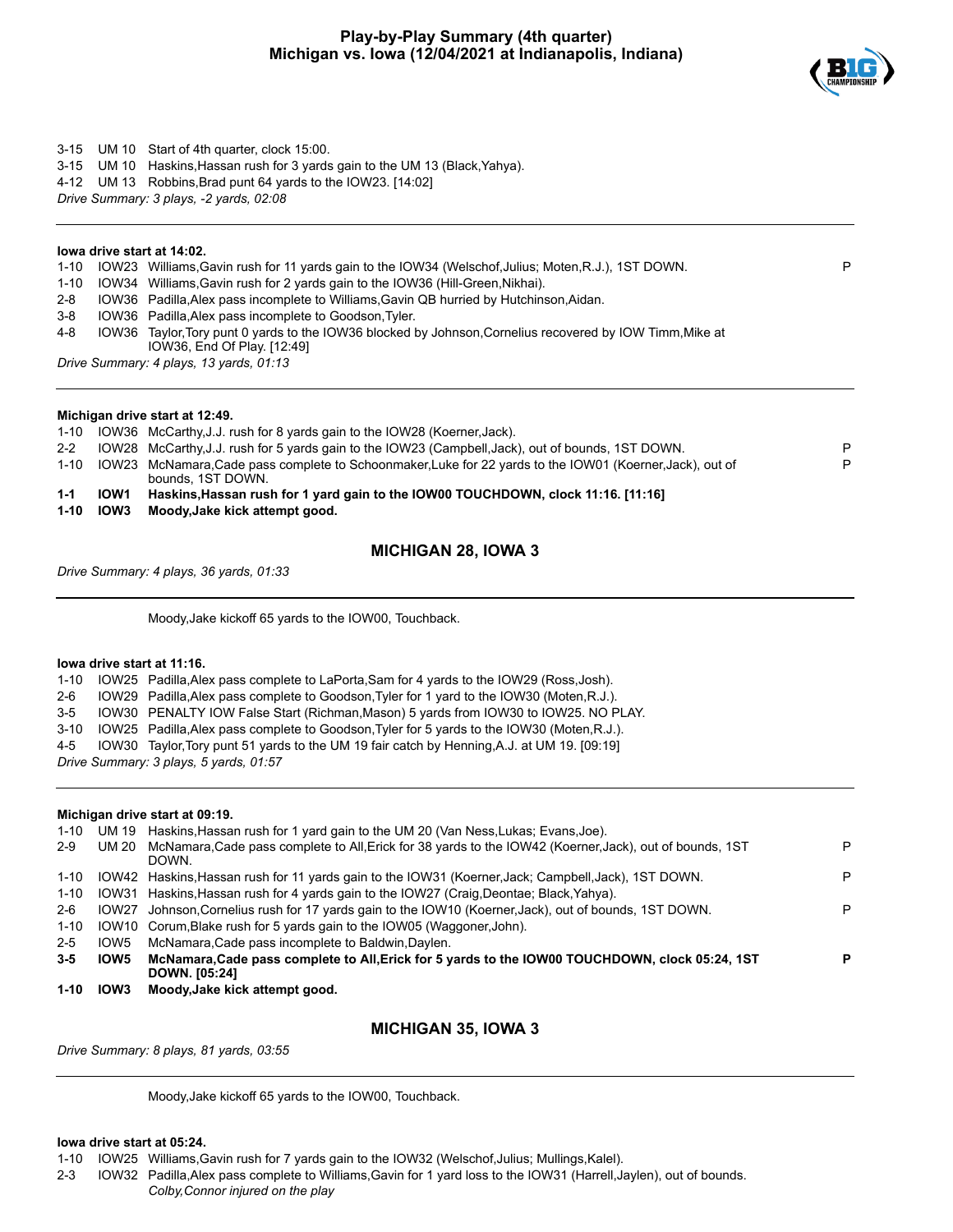# Play-by-Play Summary (4th quarter)
## Michigan vs. Iowa (12/04/2021 at Indianapolis, Indiana)

3-15 UM 10 Start of 4th quarter, clock 15:00.
3-15 UM 10 Haskins,Hassan rush for 3 yards gain to the UM 13 (Black,Yahya).
4-12 UM 13 Robbins,Brad punt 64 yards to the IOW23. [14:02]
*Drive Summary: 3 plays, -2 yards, 02:08*

---

**Iowa drive start at 14:02.**

| | | | |
|---|---|---|---|
| 1-10 | IOW23 | Williams,Gavin rush for 11 yards gain to the IOW34 (Welschof,Julius; Moten,R.J.), 1ST DOWN. | P |
| 1-10 | IOW34 | Williams,Gavin rush for 2 yards gain to the IOW36 (Hill-Green,Nikhai). | |
| 2-8 | IOW36 | Padilla,Alex pass incomplete to Williams,Gavin QB hurried by Hutchinson,Aidan. | |
| 3-8 | IOW36 | Padilla,Alex pass incomplete to Goodson,Tyler. | |
| 4-8 | IOW36 | Taylor,Tory punt 0 yards to the IOW36 blocked by Johnson,Cornelius recovered by IOW Timm,Mike at IOW36, End Of Play. [12:49] | |

*Drive Summary: 4 plays, 13 yards, 01:13*

---

**Michigan drive start at 12:49.**

| | | | |
|---|---|---|---|
| 1-10 | IOW36 | McCarthy,J.J. rush for 8 yards gain to the IOW28 (Koerner,Jack). | |
| 2-2 | IOW28 | McCarthy,J.J. rush for 5 yards gain to the IOW23 (Campbell,Jack), out of bounds, 1ST DOWN. | P |
| 1-10 | IOW23 | McNamara,Cade pass complete to Schoonmaker,Luke for 22 yards to the IOW01 (Koerner,Jack), out of bounds, 1ST DOWN. | P |
| **1-1** | **IOW1** | **Haskins,Hassan rush for 1 yard gain to the IOW00 TOUCHDOWN, clock 11:16. [11:16]** | |
| **1-10** | **IOW3** | **Moody,Jake kick attempt good.** | |

**MICHIGAN 28, IOWA 3**

*Drive Summary: 4 plays, 36 yards, 01:33*

---

Moody,Jake kickoff 65 yards to the IOW00, Touchback.

**Iowa drive start at 11:16.**

| | | |
|---|---|---|
| 1-10 | IOW25 | Padilla,Alex pass complete to LaPorta,Sam for 4 yards to the IOW29 (Ross,Josh). |
| 2-6 | IOW29 | Padilla,Alex pass complete to Goodson,Tyler for 1 yard to the IOW30 (Moten,R.J.). |
| 3-5 | IOW30 | PENALTY IOW False Start (Richman,Mason) 5 yards from IOW30 to IOW25. NO PLAY. |
| 3-10 | IOW25 | Padilla,Alex pass complete to Goodson,Tyler for 5 yards to the IOW30 (Moten,R.J.). |
| 4-5 | IOW30 | Taylor,Tory punt 51 yards to the UM 19 fair catch by Henning,A.J. at UM 19. [09:19] |

*Drive Summary: 3 plays, 5 yards, 01:57*

---

**Michigan drive start at 09:19.**

| | | | |
|---|---|---|---|
| 1-10 | UM 19 | Haskins,Hassan rush for 1 yard gain to the UM 20 (Van Ness,Lukas; Evans,Joe). | |
| 2-9 | UM 20 | McNamara,Cade pass complete to All,Erick for 38 yards to the IOW42 (Koerner,Jack), out of bounds, 1ST DOWN. | P |
| 1-10 | IOW42 | Haskins,Hassan rush for 11 yards gain to the IOW31 (Koerner,Jack; Campbell,Jack), 1ST DOWN. | P |
| 1-10 | IOW31 | Haskins,Hassan rush for 4 yards gain to the IOW27 (Craig,Deontae; Black,Yahya). | |
| 2-6 | IOW27 | Johnson,Cornelius rush for 17 yards gain to the IOW10 (Koerner,Jack), out of bounds, 1ST DOWN. | P |
| 1-10 | IOW10 | Corum,Blake rush for 5 yards gain to the IOW05 (Waggoner,John). | |
| 2-5 | IOW5 | McNamara,Cade pass incomplete to Baldwin,Daylen. | |
| **3-5** | **IOW5** | **McNamara,Cade pass complete to All,Erick for 5 yards to the IOW00 TOUCHDOWN, clock 05:24, 1ST DOWN. [05:24]** | **P** |
| **1-10** | **IOW3** | **Moody,Jake kick attempt good.** | |

**MICHIGAN 35, IOWA 3**

*Drive Summary: 8 plays, 81 yards, 03:55*

---

Moody,Jake kickoff 65 yards to the IOW00, Touchback.

**Iowa drive start at 05:24.**

| | | |
|---|---|---|
| 1-10 | IOW25 | Williams,Gavin rush for 7 yards gain to the IOW32 (Welschof,Julius; Mullings,Kalel). |
| 2-3 | IOW32 | Padilla,Alex pass complete to Williams,Gavin for 1 yard loss to the IOW31 (Harrell,Jaylen), out of bounds. *Colby,Connor injured on the play* |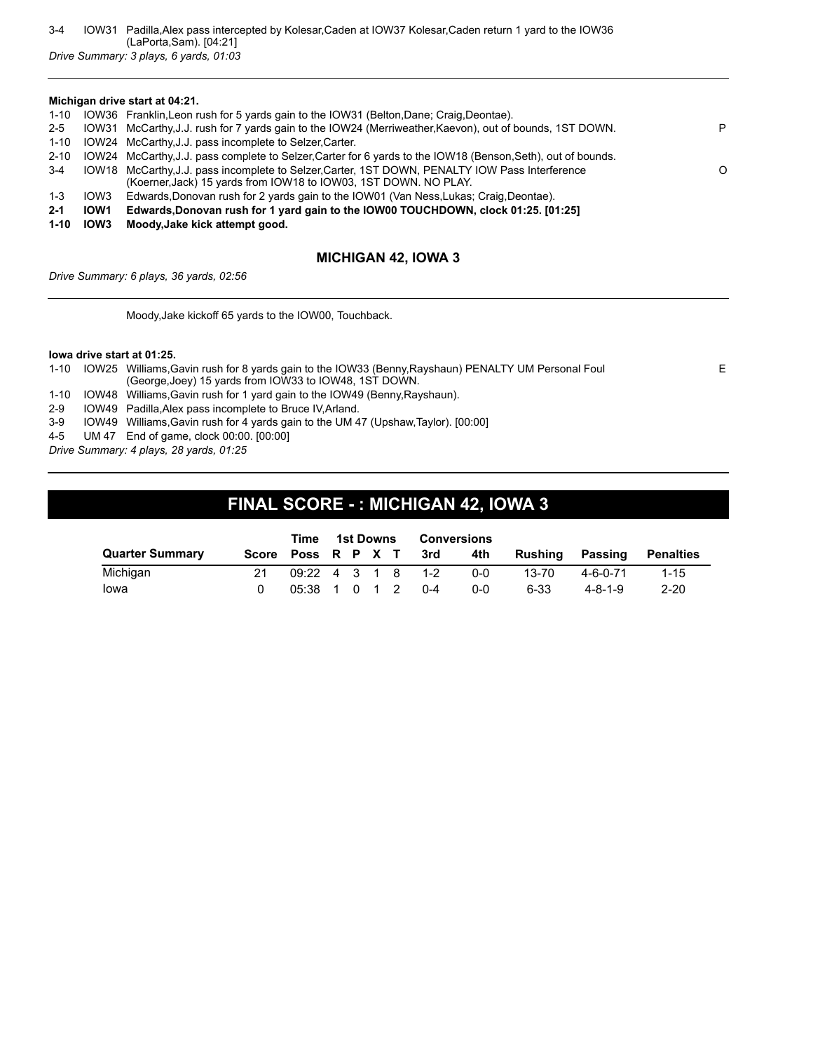3-4 IOW31 Padilla,Alex pass intercepted by Kolesar,Caden at IOW37 Kolesar,Caden return 1 yard to the IOW36 (LaPorta,Sam). [04:21]

*Drive Summary: 3 plays, 6 yards, 01:03*

---

**Michigan drive start at 04:21.**

| | | | |
|---|---|---|---|
| 1-10 | IOW36 | Franklin,Leon rush for 5 yards gain to the IOW31 (Belton,Dane; Craig,Deontae). | |
| 2-5 | IOW31 | McCarthy,J.J. rush for 7 yards gain to the IOW24 (Merriweather,Kaevon), out of bounds, 1ST DOWN. | P |
| 1-10 | IOW24 | McCarthy,J.J. pass incomplete to Selzer,Carter. | |
| 2-10 | IOW24 | McCarthy,J.J. pass complete to Selzer,Carter for 6 yards to the IOW18 (Benson,Seth), out of bounds. | |
| 3-4 | IOW18 | McCarthy,J.J. pass incomplete to Selzer,Carter, 1ST DOWN, PENALTY IOW Pass Interference (Koerner,Jack) 15 yards from IOW18 to IOW03, 1ST DOWN. NO PLAY. | O |
| 1-3 | IOW3 | Edwards,Donovan rush for 2 yards gain to the IOW01 (Van Ness,Lukas; Craig,Deontae). | |
| **2-1** | **IOW1** | **Edwards,Donovan rush for 1 yard gain to the IOW00 TOUCHDOWN, clock 01:25. [01:25]** | |
| **1-10** | **IOW3** | **Moody,Jake kick attempt good.** | |

### MICHIGAN 42, IOWA 3

*Drive Summary: 6 plays, 36 yards, 02:56*

---

Moody,Jake kickoff 65 yards to the IOW00, Touchback.

**Iowa drive start at 01:25.**

| | | | |
|---|---|---|---|
| 1-10 | IOW25 | Williams,Gavin rush for 8 yards gain to the IOW33 (Benny,Rayshaun) PENALTY UM Personal Foul (George,Joey) 15 yards from IOW33 to IOW48, 1ST DOWN. | E |
| 1-10 | IOW48 | Williams,Gavin rush for 1 yard gain to the IOW49 (Benny,Rayshaun). | |
| 2-9 | IOW49 | Padilla,Alex pass incomplete to Bruce IV,Arland. | |
| 3-9 | IOW49 | Williams,Gavin rush for 4 yards gain to the UM 47 (Upshaw,Taylor). [00:00] | |
| 4-5 | UM 47 | End of game, clock 00:00. [00:00] | |

*Drive Summary: 4 plays, 28 yards, 01:25*

---

## FINAL SCORE - : MICHIGAN 42, IOWA 3

| Quarter Summary | Score | Time Poss | 1st Downs R | P | X | T | Conversions 3rd | 4th | Rushing | Passing | Penalties |
|---|---|---|---|---|---|---|---|---|---|---|---|
| Michigan | 21 | 09:22 | 4 | 3 | 1 | 8 | 1-2 | 0-0 | 13-70 | 4-6-0-71 | 1-15 |
| Iowa | 0 | 05:38 | 1 | 0 | 1 | 2 | 0-4 | 0-0 | 6-33 | 4-8-1-9 | 2-20 |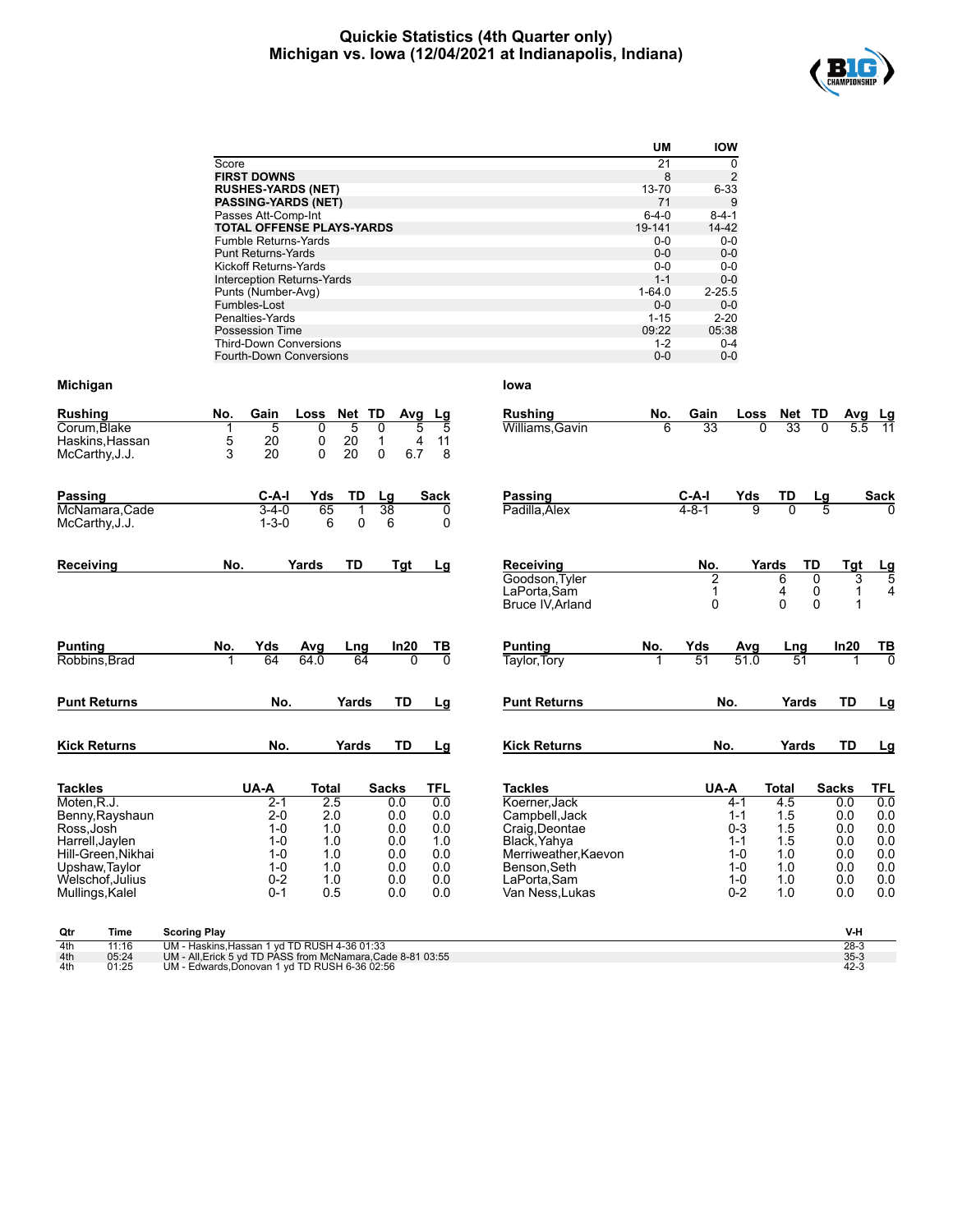# Quickie Statistics (4th Quarter only)
## Michigan vs. Iowa (12/04/2021 at Indianapolis, Indiana)

| | UM | IOW |
|---|---|---|
| Score | 21 | 0 |
| **FIRST DOWNS** | 8 | 2 |
| **RUSHES-YARDS (NET)** | 13-70 | 6-33 |
| **PASSING-YARDS (NET)** | 71 | 9 |
| Passes Att-Comp-Int | 6-4-0 | 8-4-1 |
| **TOTAL OFFENSE PLAYS-YARDS** | 19-141 | 14-42 |
| Fumble Returns-Yards | 0-0 | 0-0 |
| Punt Returns-Yards | 0-0 | 0-0 |
| Kickoff Returns-Yards | 0-0 | 0-0 |
| Interception Returns-Yards | 1-1 | 0-0 |
| Punts (Number-Avg) | 1-64.0 | 2-25.5 |
| Fumbles-Lost | 0-0 | 0-0 |
| Penalties-Yards | 1-15 | 2-20 |
| Possession Time | 09:22 | 05:38 |
| Third-Down Conversions | 1-2 | 0-4 |
| Fourth-Down Conversions | 0-0 | 0-0 |

### Michigan

| Rushing | No. | Gain | Loss | Net | TD | Avg | Lg |
|---|---|---|---|---|---|---|---|
| Corum,Blake | 1 | 5 | 0 | 5 | 0 | 5 | 5 |
| Haskins,Hassan | 5 | 20 | 0 | 20 | 1 | 4 | 11 |
| McCarthy,J.J. | 3 | 20 | 0 | 20 | 0 | 6.7 | 8 |

| Passing | C-A-I | Yds | TD | Lg | Sack |
|---|---|---|---|---|---|
| McNamara,Cade | 3-4-0 | 65 | 1 | 38 | 0 |
| McCarthy,J.J. | 1-3-0 | 6 | 0 | 6 | 0 |

| Receiving | No. | Yards | TD | Tgt | Lg |
|---|---|---|---|---|---|

| Punting | No. | Yds | Avg | Lng | In20 | TB |
|---|---|---|---|---|---|---|
| Robbins,Brad | 1 | 64 | 64.0 | 64 | 0 | 0 |

| Punt Returns | No. | Yards | TD | Lg |
|---|---|---|---|---|

| Kick Returns | No. | Yards | TD | Lg |
|---|---|---|---|---|

| Tackles | UA-A | Total | Sacks | TFL |
|---|---|---|---|---|
| Moten,R.J. | 2-1 | 2.5 | 0.0 | 0.0 |
| Benny,Rayshaun | 2-0 | 2.0 | 0.0 | 0.0 |
| Ross,Josh | 1-0 | 1.0 | 0.0 | 0.0 |
| Harrell,Jaylen | 1-0 | 1.0 | 0.0 | 1.0 |
| Hill-Green,Nikhai | 1-0 | 1.0 | 0.0 | 0.0 |
| Upshaw,Taylor | 1-0 | 1.0 | 0.0 | 0.0 |
| Welschof,Julius | 0-2 | 1.0 | 0.0 | 0.0 |
| Mullings,Kalel | 0-1 | 0.5 | 0.0 | 0.0 |

### Iowa

| Rushing | No. | Gain | Loss | Net | TD | Avg | Lg |
|---|---|---|---|---|---|---|---|
| Williams,Gavin | 6 | 33 | 0 | 33 | 0 | 5.5 | 11 |

| Passing | C-A-I | Yds | TD | Lg | Sack |
|---|---|---|---|---|---|
| Padilla,Alex | 4-8-1 | 9 | 0 | 5 | 0 |

| Receiving | No. | Yards | TD | Tgt | Lg |
|---|---|---|---|---|---|
| Goodson,Tyler | 2 | 6 | 0 | 3 | 5 |
| LaPorta,Sam | 1 | 4 | 0 | 1 | 4 |
| Bruce IV,Arland | 0 | 0 | 0 | 1 | |

| Punting | No. | Yds | Avg | Lng | In20 | TB |
|---|---|---|---|---|---|---|
| Taylor,Tory | 1 | 51 | 51.0 | 51 | 1 | 0 |

| Punt Returns | No. | Yards | TD | Lg |
|---|---|---|---|---|

| Kick Returns | No. | Yards | TD | Lg |
|---|---|---|---|---|

| Tackles | UA-A | Total | Sacks | TFL |
|---|---|---|---|---|
| Koerner,Jack | 4-1 | 4.5 | 0.0 | 0.0 |
| Campbell,Jack | 1-1 | 1.5 | 0.0 | 0.0 |
| Craig,Deontae | 0-3 | 1.5 | 0.0 | 0.0 |
| Black,Yahya | 1-1 | 1.5 | 0.0 | 0.0 |
| Merriweather,Kaevon | 1-0 | 1.0 | 0.0 | 0.0 |
| Benson,Seth | 1-0 | 1.0 | 0.0 | 0.0 |
| LaPorta,Sam | 1-0 | 1.0 | 0.0 | 0.0 |
| Van Ness,Lukas | 0-2 | 1.0 | 0.0 | 0.0 |

| Qtr | Time | Scoring Play | V-H |
|---|---|---|---|
| 4th | 11:16 | UM - Haskins,Hassan 1 yd TD RUSH 4-36 01:33 | 28-3 |
| 4th | 05:24 | UM - All,Erick 5 yd TD PASS from McNamara,Cade 8-81 03:55 | 35-3 |
| 4th | 01:25 | UM - Edwards,Donovan 1 yd TD RUSH 6-36 02:56 | 42-3 |